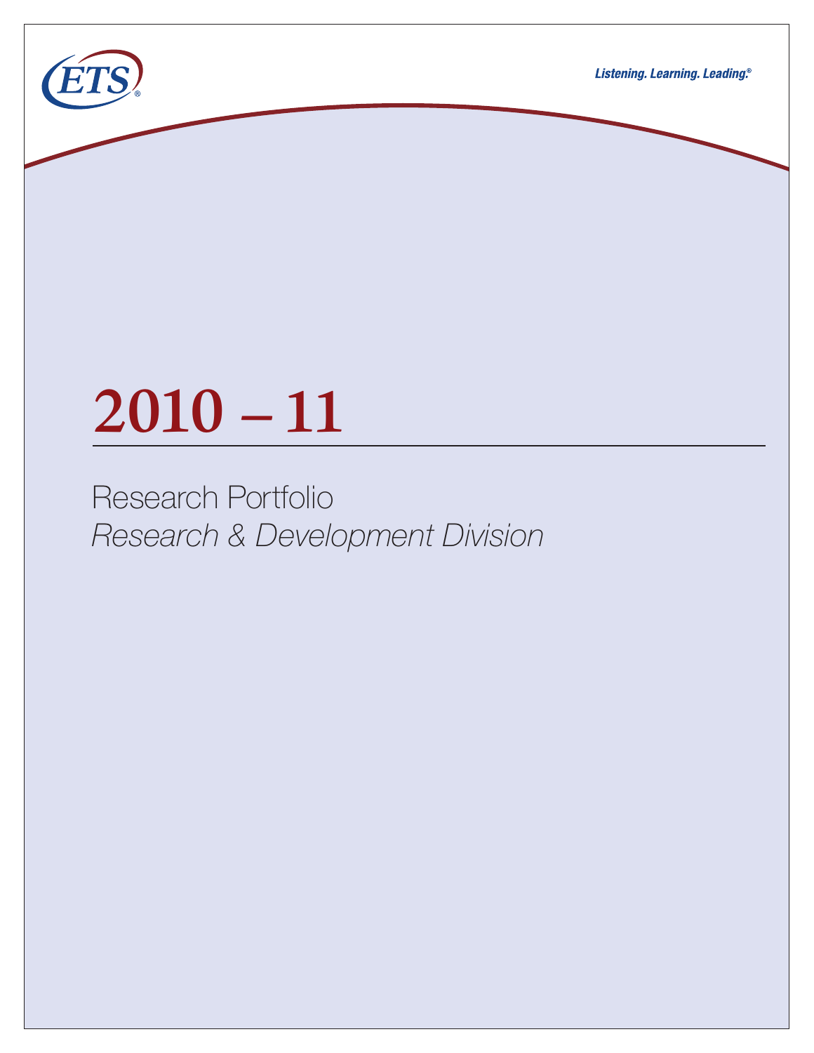ETS

Listening. Learning. Leading.®

# 2010 – 11

Research Portfolio

*Research & Development Division*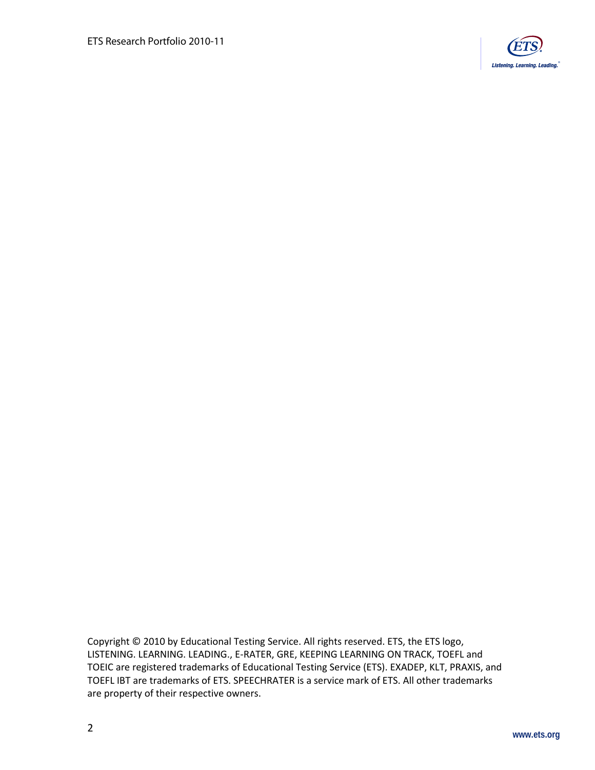Copyright © 2010 by Educational Testing Service. All rights reserved. ETS, the ETS logo, LISTENING. LEARNING. LEADING., E-RATER, GRE, KEEPING LEARNING ON TRACK, TOEFL and TOEIC are registered trademarks of Educational Testing Service (ETS). EXADEP, KLT, PRAXIS, and TOEFL IBT are trademarks of ETS. SPEECHRATER is a service mark of ETS. All other trademarks are property of their respective owners.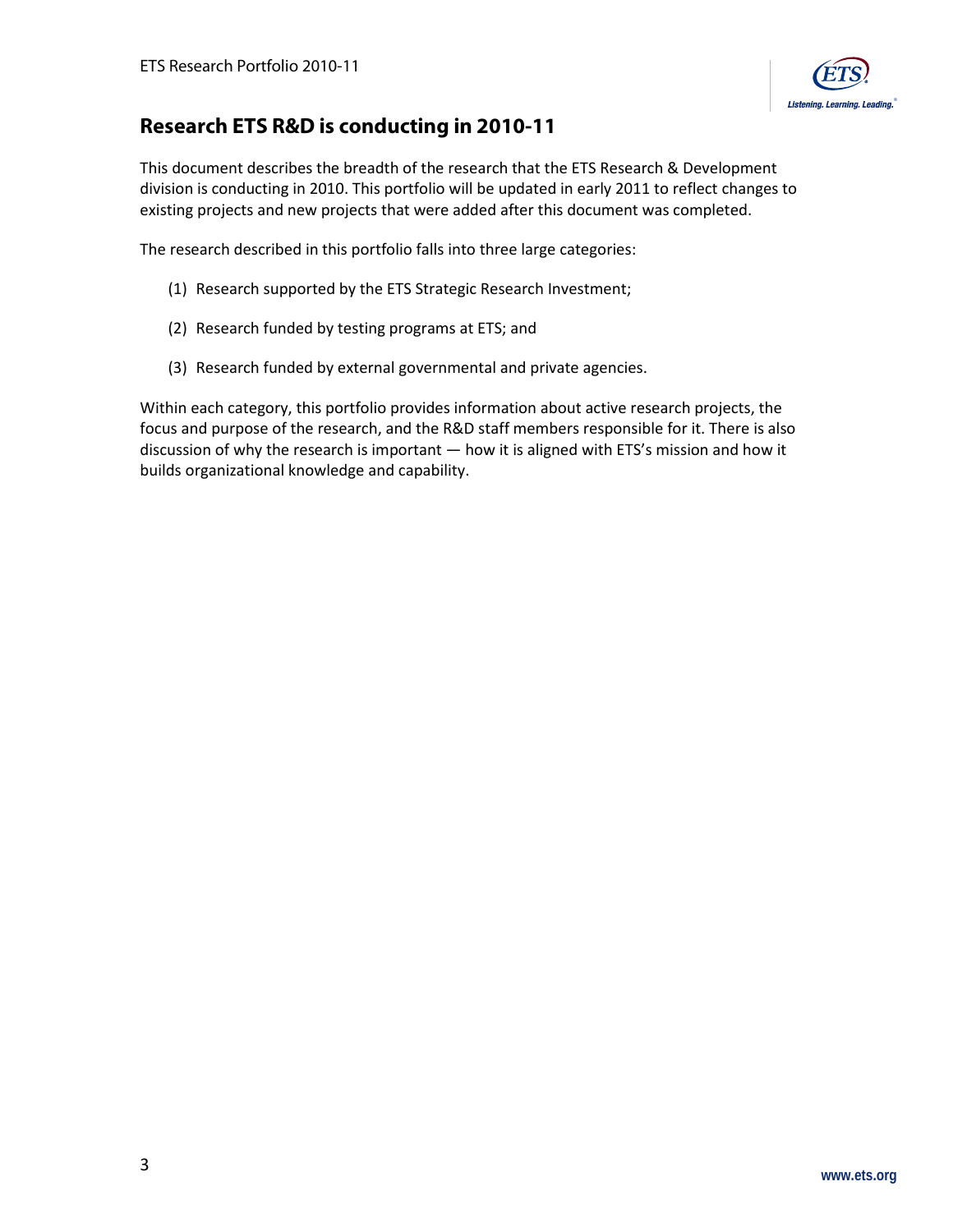# Research ETS R&D is conducting in 2010-11

This document describes the breadth of the research that the ETS Research & Development division is conducting in 2010. This portfolio will be updated in early 2011 to reflect changes to existing projects and new projects that were added after this document was completed.

The research described in this portfolio falls into three large categories:

(1) Research supported by the ETS Strategic Research Investment;

(2) Research funded by testing programs at ETS; and

(3) Research funded by external governmental and private agencies.

Within each category, this portfolio provides information about active research projects, the focus and purpose of the research, and the R&D staff members responsible for it. There is also discussion of why the research is important — how it is aligned with ETS's mission and how it builds organizational knowledge and capability.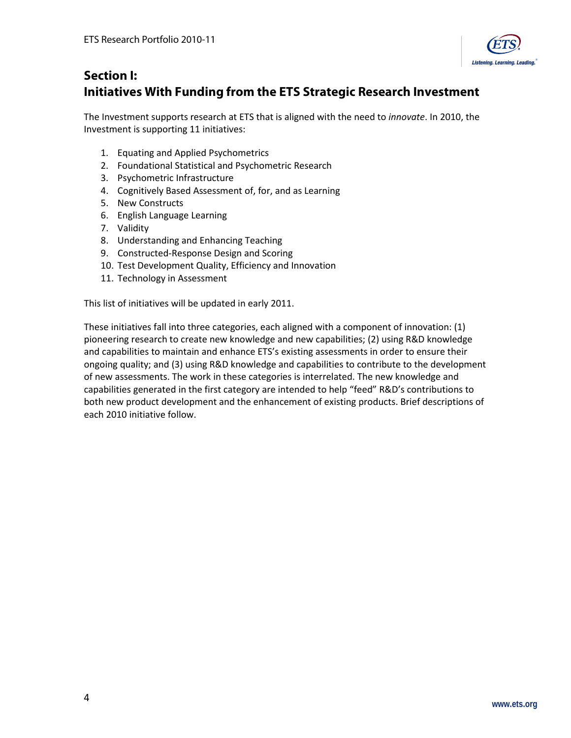## Section I:
## Initiatives With Funding from the ETS Strategic Research Investment

The Investment supports research at ETS that is aligned with the need to *innovate*. In 2010, the Investment is supporting 11 initiatives:

1. Equating and Applied Psychometrics
2. Foundational Statistical and Psychometric Research
3. Psychometric Infrastructure
4. Cognitively Based Assessment of, for, and as Learning
5. New Constructs
6. English Language Learning
7. Validity
8. Understanding and Enhancing Teaching
9. Constructed-Response Design and Scoring
10. Test Development Quality, Efficiency and Innovation
11. Technology in Assessment

This list of initiatives will be updated in early 2011.

These initiatives fall into three categories, each aligned with a component of innovation: (1) pioneering research to create new knowledge and new capabilities; (2) using R&D knowledge and capabilities to maintain and enhance ETS's existing assessments in order to ensure their ongoing quality; and (3) using R&D knowledge and capabilities to contribute to the development of new assessments. The work in these categories is interrelated. The new knowledge and capabilities generated in the first category are intended to help "feed" R&D's contributions to both new product development and the enhancement of existing products. Brief descriptions of each 2010 initiative follow.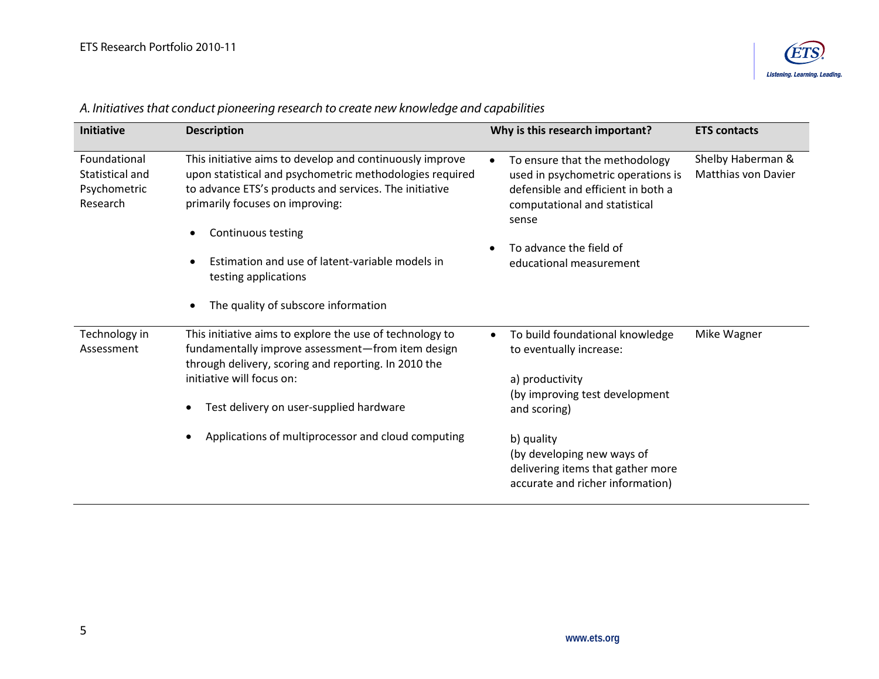*A. Initiatives that conduct pioneering research to create new knowledge and capabilities*

| Initiative | Description | Why is this research important? | ETS contacts |
|---|---|---|---|
| Foundational Statistical and Psychometric Research | This initiative aims to develop and continuously improve upon statistical and psychometric methodologies required to advance ETS's products and services. The initiative primarily focuses on improving:<br>• Continuous testing<br>• Estimation and use of latent-variable models in testing applications<br>• The quality of subscore information | • To ensure that the methodology used in psychometric operations is defensible and efficient in both a computational and statistical sense<br>• To advance the field of educational measurement | Shelby Haberman & Matthias von Davier |
| Technology in Assessment | This initiative aims to explore the use of technology to fundamentally improve assessment—from item design through delivery, scoring and reporting. In 2010 the initiative will focus on:<br>• Test delivery on user-supplied hardware<br>• Applications of multiprocessor and cloud computing | • To build foundational knowledge to eventually increase:<br>a) productivity (by improving test development and scoring)<br>b) quality (by developing new ways of delivering items that gather more accurate and richer information) | Mike Wagner |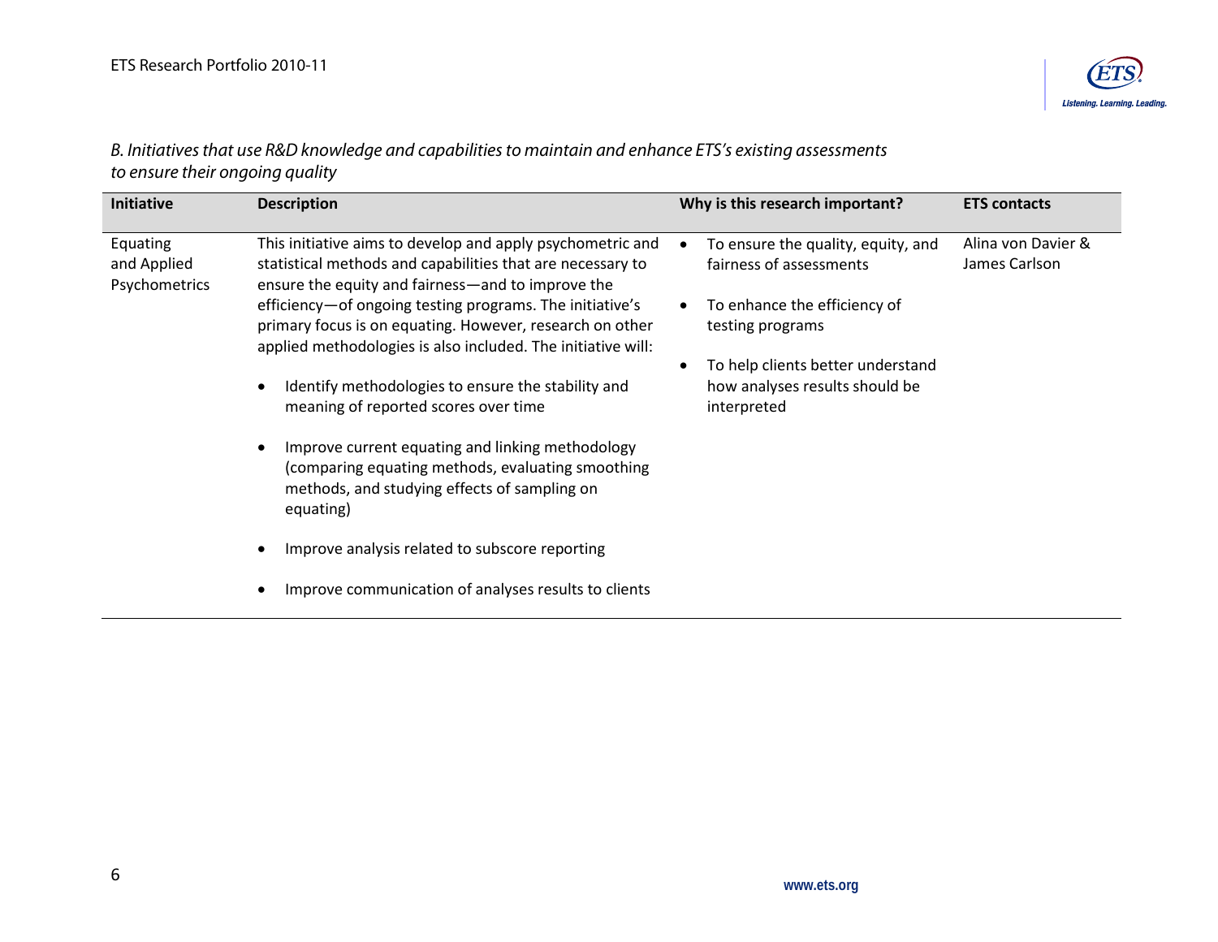*B. Initiatives that use R&D knowledge and capabilities to maintain and enhance ETS's existing assessments to ensure their ongoing quality*

| Initiative | Description | Why is this research important? | ETS contacts |
|---|---|---|---|
| Equating and Applied Psychometrics | This initiative aims to develop and apply psychometric and statistical methods and capabilities that are necessary to ensure the equity and fairness—and to improve the efficiency—of ongoing testing programs. The initiative's primary focus is on equating. However, research on other applied methodologies is also included. The initiative will:<br><br>• Identify methodologies to ensure the stability and meaning of reported scores over time<br><br>• Improve current equating and linking methodology (comparing equating methods, evaluating smoothing methods, and studying effects of sampling on equating)<br><br>• Improve analysis related to subscore reporting<br><br>• Improve communication of analyses results to clients | • To ensure the quality, equity, and fairness of assessments<br><br>• To enhance the efficiency of testing programs<br><br>• To help clients better understand how analyses results should be interpreted | Alina von Davier & James Carlson |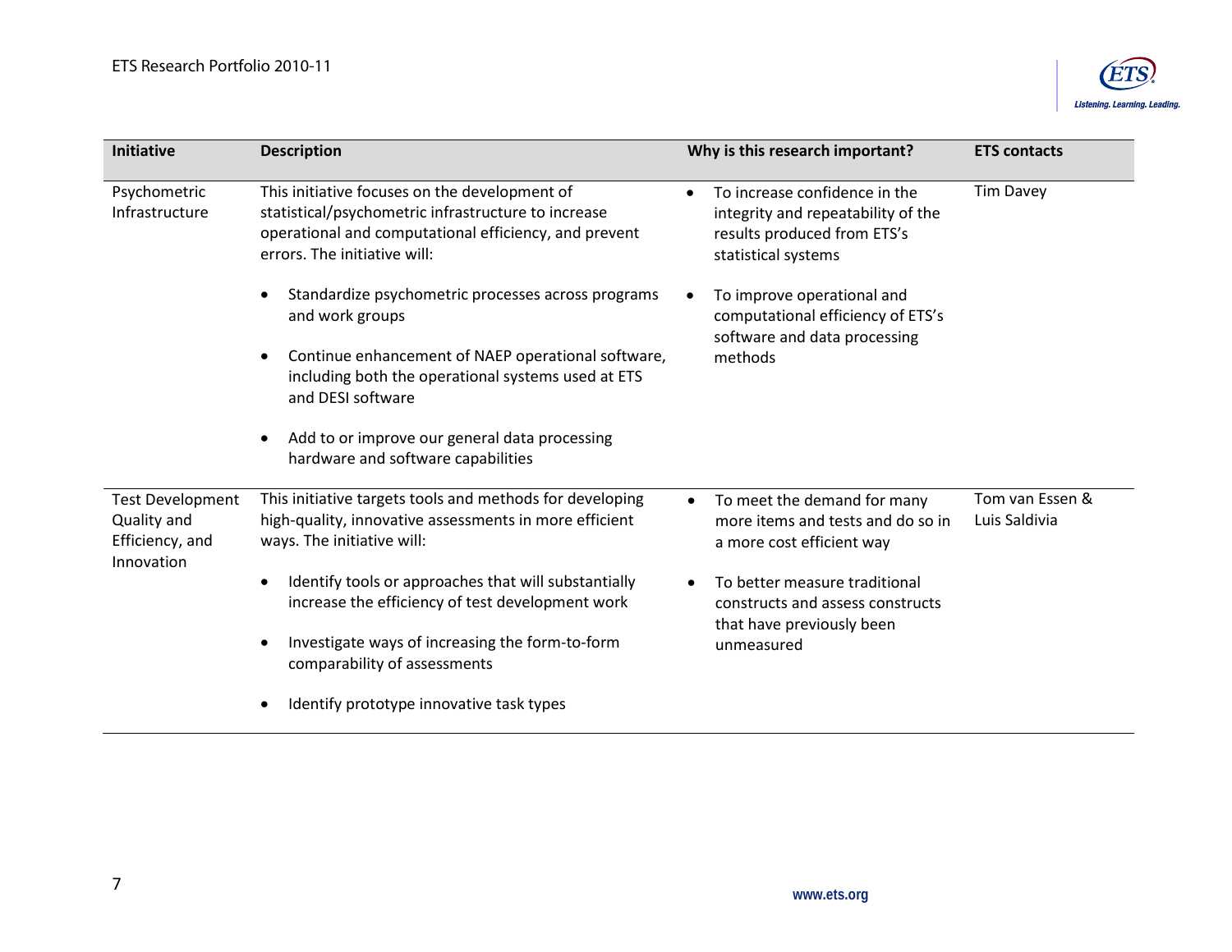| Initiative | Description | Why is this research important? | ETS contacts |
|---|---|---|---|
| Psychometric Infrastructure | This initiative focuses on the development of statistical/psychometric infrastructure to increase operational and computational efficiency, and prevent errors. The initiative will:<br><br>• Standardize psychometric processes across programs and work groups<br><br>• Continue enhancement of NAEP operational software, including both the operational systems used at ETS and DESI software<br><br>• Add to or improve our general data processing hardware and software capabilities | • To increase confidence in the integrity and repeatability of the results produced from ETS's statistical systems<br><br>• To improve operational and computational efficiency of ETS's software and data processing methods | Tim Davey |
| Test Development Quality and Efficiency, and Innovation | This initiative targets tools and methods for developing high-quality, innovative assessments in more efficient ways. The initiative will:<br><br>• Identify tools or approaches that will substantially increase the efficiency of test development work<br><br>• Investigate ways of increasing the form-to-form comparability of assessments<br><br>• Identify prototype innovative task types | • To meet the demand for many more items and tests and do so in a more cost efficient way<br><br>• To better measure traditional constructs and assess constructs that have previously been unmeasured | Tom van Essen & Luis Saldivia |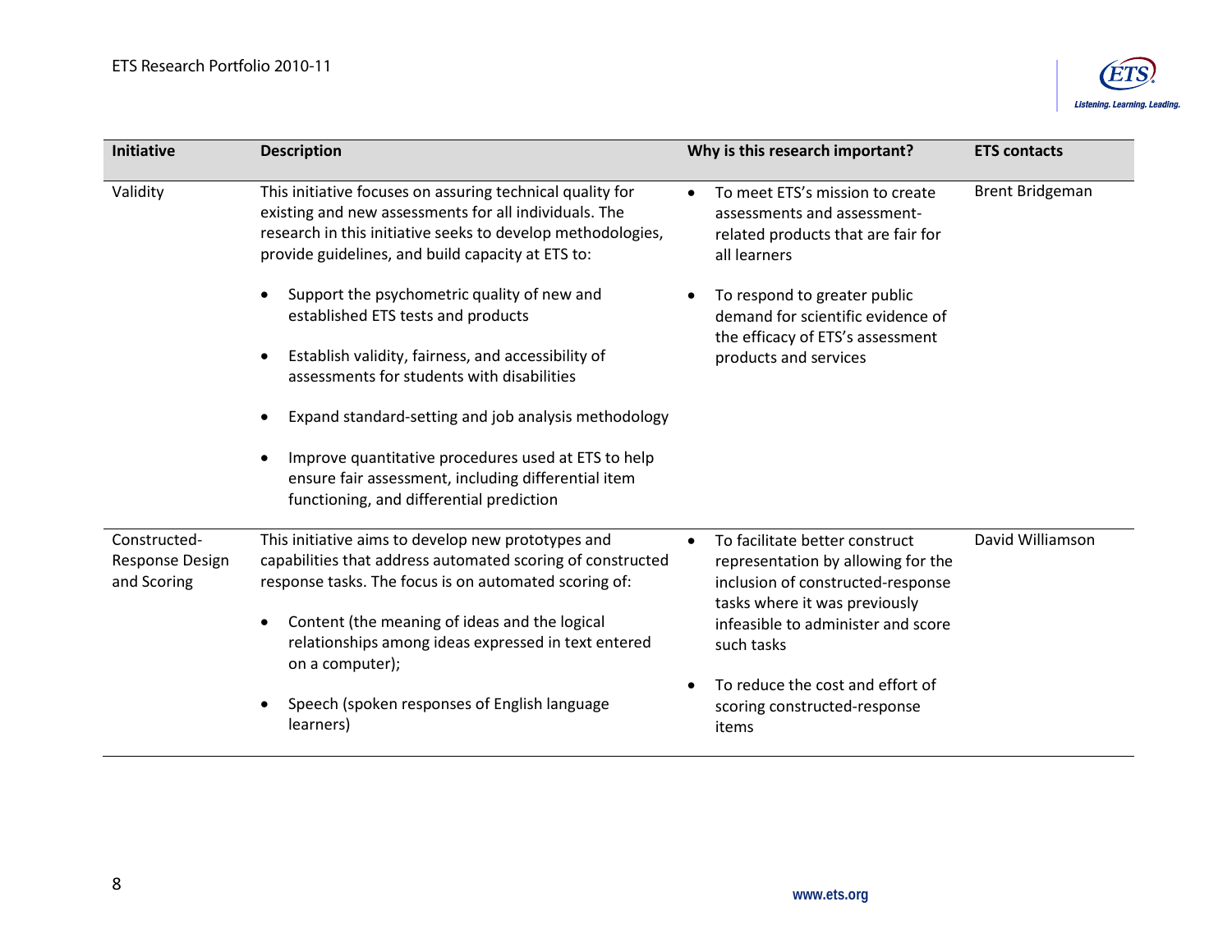| Initiative | Description | Why is this research important? | ETS contacts |
|---|---|---|---|
| Validity | This initiative focuses on assuring technical quality for existing and new assessments for all individuals. The research in this initiative seeks to develop methodologies, provide guidelines, and build capacity at ETS to:<br>• Support the psychometric quality of new and established ETS tests and products<br>• Establish validity, fairness, and accessibility of assessments for students with disabilities<br>• Expand standard-setting and job analysis methodology<br>• Improve quantitative procedures used at ETS to help ensure fair assessment, including differential item functioning, and differential prediction | • To meet ETS's mission to create assessments and assessment-related products that are fair for all learners<br>• To respond to greater public demand for scientific evidence of the efficacy of ETS's assessment products and services | Brent Bridgeman |
| Constructed-Response Design and Scoring | This initiative aims to develop new prototypes and capabilities that address automated scoring of constructed response tasks. The focus is on automated scoring of:<br>• Content (the meaning of ideas and the logical relationships among ideas expressed in text entered on a computer);<br>• Speech (spoken responses of English language learners) | • To facilitate better construct representation by allowing for the inclusion of constructed-response tasks where it was previously infeasible to administer and score such tasks<br>• To reduce the cost and effort of scoring constructed-response items | David Williamson |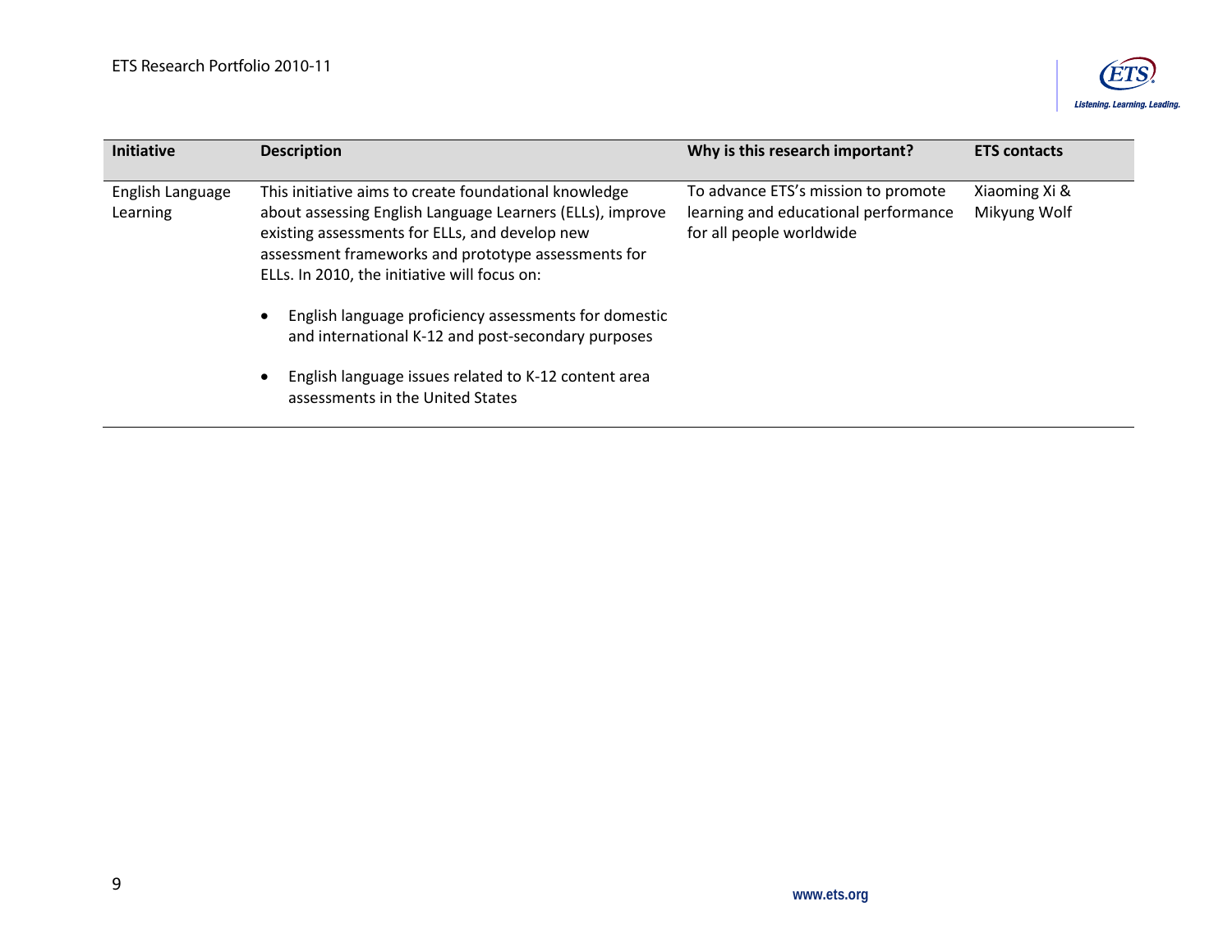| Initiative | Description | Why is this research important? | ETS contacts |
|---|---|---|---|
| English Language Learning | This initiative aims to create foundational knowledge about assessing English Language Learners (ELLs), improve existing assessments for ELLs, and develop new assessment frameworks and prototype assessments for ELLs. In 2010, the initiative will focus on:<br><br>• English language proficiency assessments for domestic and international K-12 and post-secondary purposes<br><br>• English language issues related to K-12 content area assessments in the United States | To advance ETS's mission to promote learning and educational performance for all people worldwide | Xiaoming Xi & Mikyung Wolf |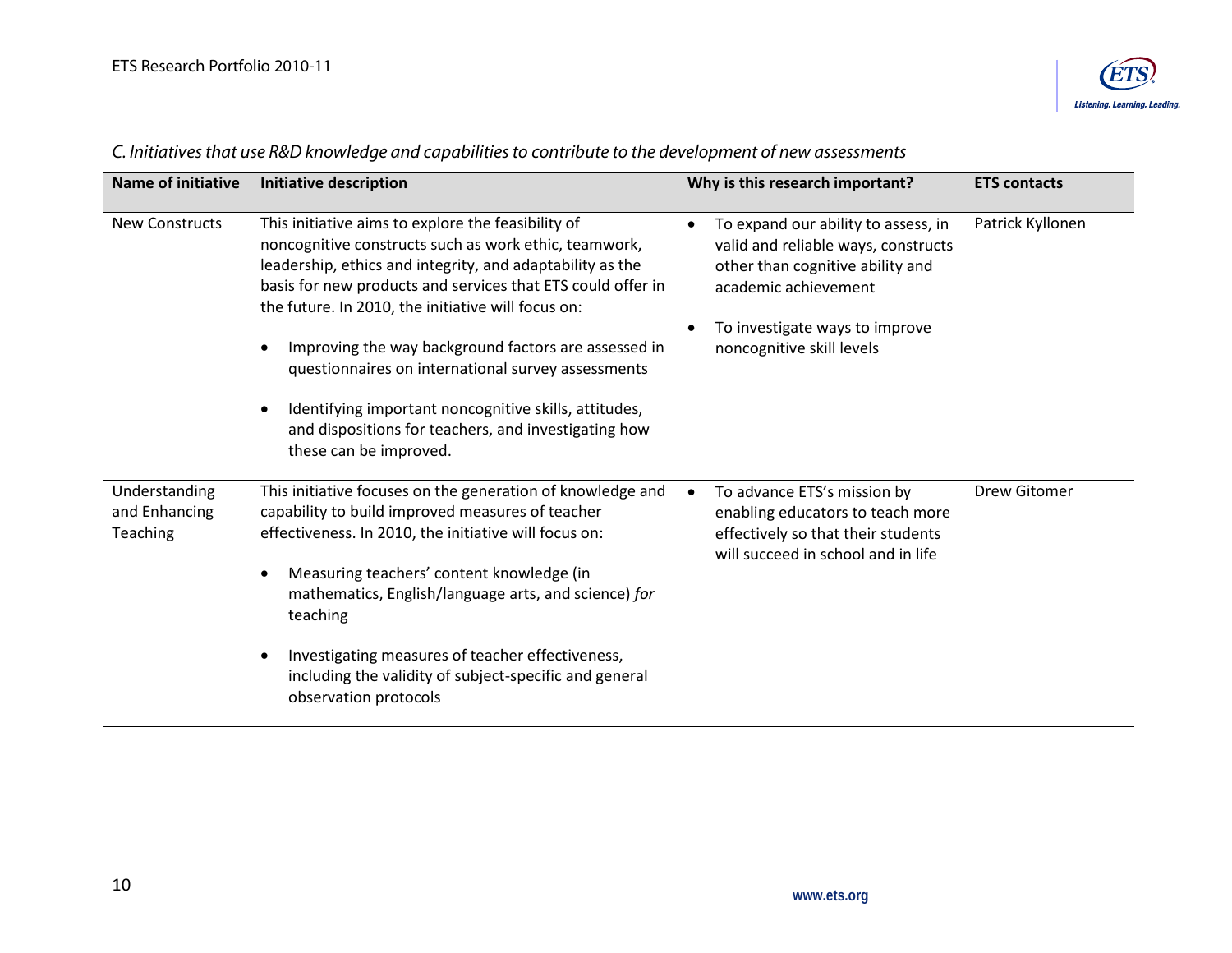*C. Initiatives that use R&D knowledge and capabilities to contribute to the development of new assessments*

| Name of initiative | Initiative description | Why is this research important? | ETS contacts |
|---|---|---|---|
| New Constructs | This initiative aims to explore the feasibility of noncognitive constructs such as work ethic, teamwork, leadership, ethics and integrity, and adaptability as the basis for new products and services that ETS could offer in the future. In 2010, the initiative will focus on:<br>• Improving the way background factors are assessed in questionnaires on international survey assessments<br>• Identifying important noncognitive skills, attitudes, and dispositions for teachers, and investigating how these can be improved. | • To expand our ability to assess, in valid and reliable ways, constructs other than cognitive ability and academic achievement<br>• To investigate ways to improve noncognitive skill levels | Patrick Kyllonen |
| Understanding and Enhancing Teaching | This initiative focuses on the generation of knowledge and capability to build improved measures of teacher effectiveness. In 2010, the initiative will focus on:<br>• Measuring teachers' content knowledge (in mathematics, English/language arts, and science) *for* teaching<br>• Investigating measures of teacher effectiveness, including the validity of subject-specific and general observation protocols | • To advance ETS's mission by enabling educators to teach more effectively so that their students will succeed in school and in life | Drew Gitomer |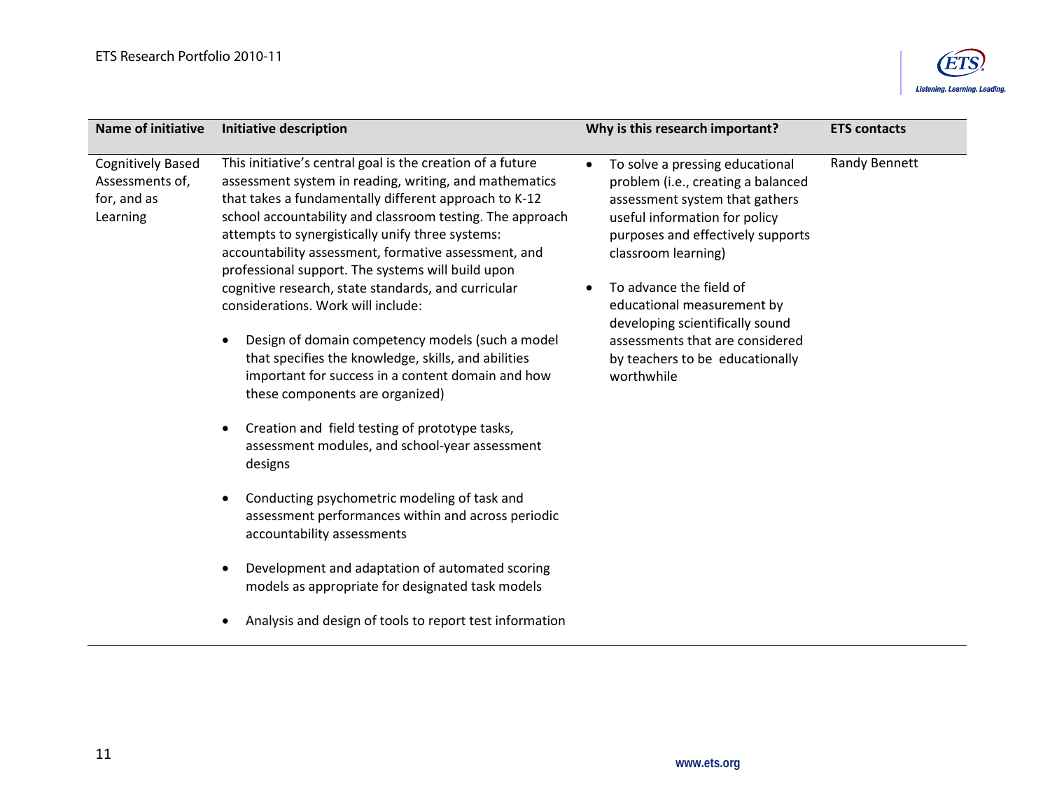| Name of initiative | Initiative description | Why is this research important? | ETS contacts |
|---|---|---|---|
| Cognitively Based Assessments of, for, and as Learning | This initiative's central goal is the creation of a future assessment system in reading, writing, and mathematics that takes a fundamentally different approach to K-12 school accountability and classroom testing. The approach attempts to synergistically unify three systems: accountability assessment, formative assessment, and professional support. The systems will build upon cognitive research, state standards, and curricular considerations. Work will include:<br><br>• Design of domain competency models (such a model that specifies the knowledge, skills, and abilities important for success in a content domain and how these components are organized)<br><br>• Creation and field testing of prototype tasks, assessment modules, and school-year assessment designs<br><br>• Conducting psychometric modeling of task and assessment performances within and across periodic accountability assessments<br><br>• Development and adaptation of automated scoring models as appropriate for designated task models<br><br>• Analysis and design of tools to report test information | • To solve a pressing educational problem (i.e., creating a balanced assessment system that gathers useful information for policy purposes and effectively supports classroom learning)<br><br>• To advance the field of educational measurement by developing scientifically sound assessments that are considered by teachers to be educationally worthwhile | Randy Bennett |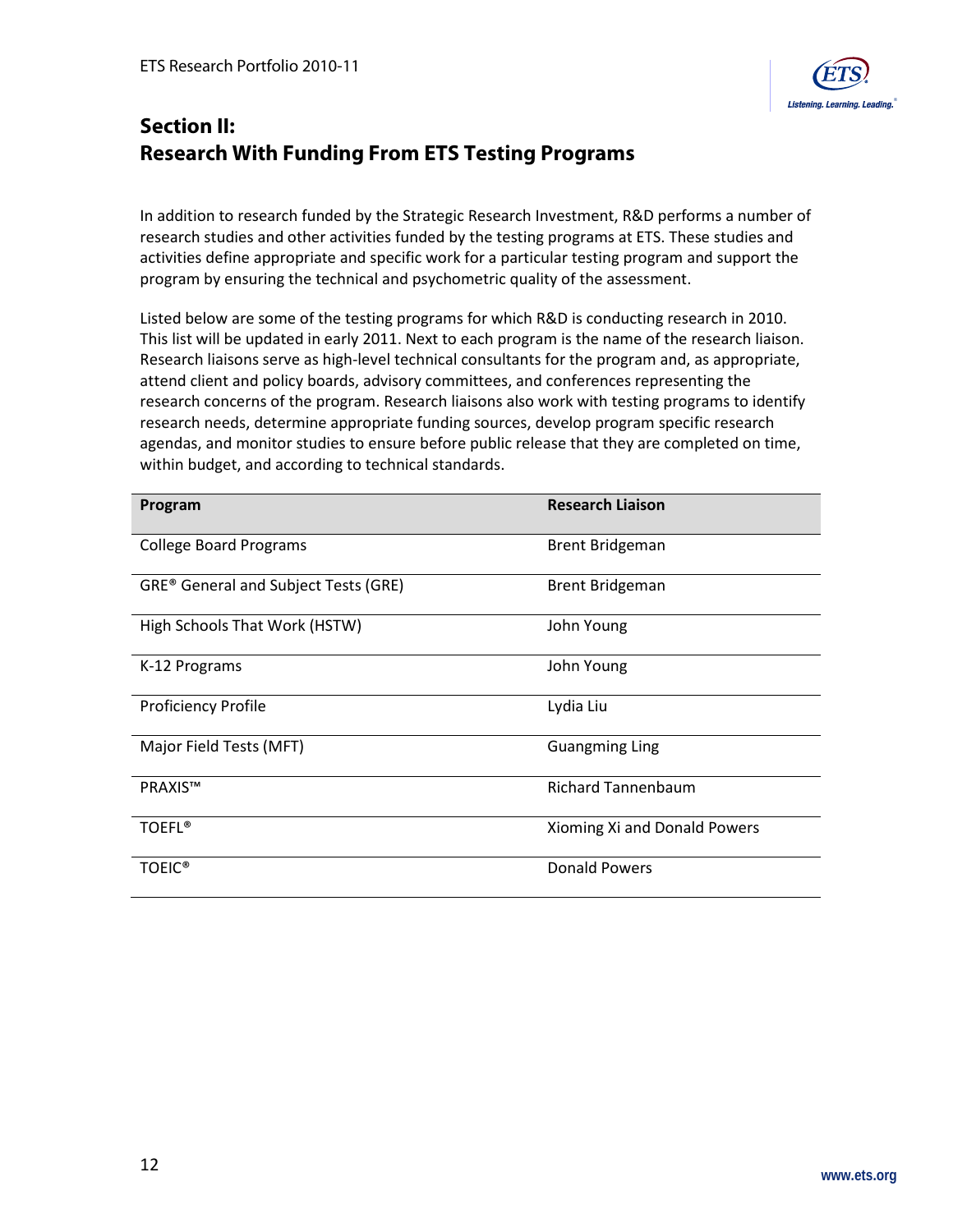## Section II:
## Research With Funding From ETS Testing Programs

In addition to research funded by the Strategic Research Investment, R&D performs a number of research studies and other activities funded by the testing programs at ETS. These studies and activities define appropriate and specific work for a particular testing program and support the program by ensuring the technical and psychometric quality of the assessment.

Listed below are some of the testing programs for which R&D is conducting research in 2010. This list will be updated in early 2011. Next to each program is the name of the research liaison. Research liaisons serve as high-level technical consultants for the program and, as appropriate, attend client and policy boards, advisory committees, and conferences representing the research concerns of the program. Research liaisons also work with testing programs to identify research needs, determine appropriate funding sources, develop program specific research agendas, and monitor studies to ensure before public release that they are completed on time, within budget, and according to technical standards.

| Program | Research Liaison |
|---|---|
| College Board Programs | Brent Bridgeman |
| GRE® General and Subject Tests (GRE) | Brent Bridgeman |
| High Schools That Work (HSTW) | John Young |
| K-12 Programs | John Young |
| Proficiency Profile | Lydia Liu |
| Major Field Tests (MFT) | Guangming Ling |
| PRAXIS™ | Richard Tannenbaum |
| TOEFL® | Xioming Xi and Donald Powers |
| TOEIC® | Donald Powers |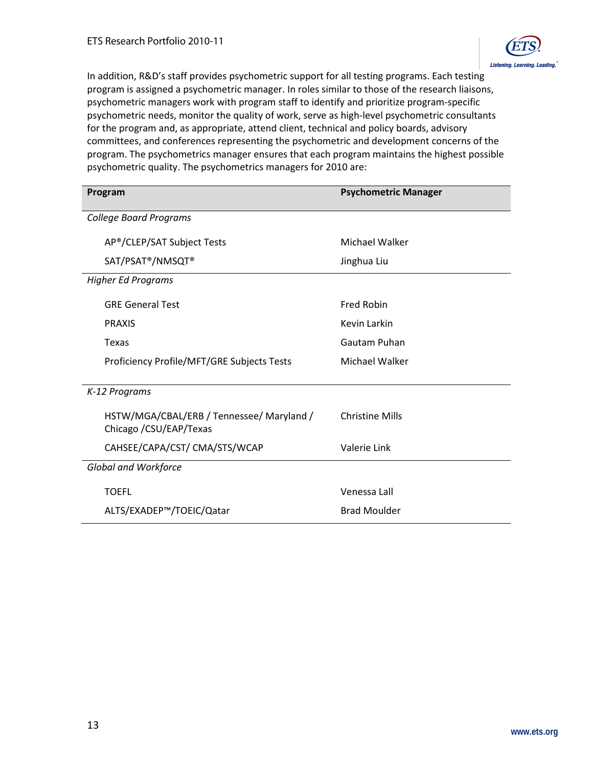In addition, R&D's staff provides psychometric support for all testing programs. Each testing program is assigned a psychometric manager. In roles similar to those of the research liaisons, psychometric managers work with program staff to identify and prioritize program-specific psychometric needs, monitor the quality of work, serve as high-level psychometric consultants for the program and, as appropriate, attend client, technical and policy boards, advisory committees, and conferences representing the psychometric and development concerns of the program. The psychometrics manager ensures that each program maintains the highest possible psychometric quality. The psychometrics managers for 2010 are:

| Program | Psychometric Manager |
|---|---|
| *College Board Programs* | |
| AP®/CLEP/SAT Subject Tests | Michael Walker |
| SAT/PSAT®/NMSQT® | Jinghua Liu |
| *Higher Ed Programs* | |
| GRE General Test | Fred Robin |
| PRAXIS | Kevin Larkin |
| Texas | Gautam Puhan |
| Proficiency Profile/MFT/GRE Subjects Tests | Michael Walker |
| *K-12 Programs* | |
| HSTW/MGA/CBAL/ERB / Tennessee/ Maryland / Chicago /CSU/EAP/Texas | Christine Mills |
| CAHSEE/CAPA/CST/ CMA/STS/WCAP | Valerie Link |
| *Global and Workforce* | |
| TOEFL | Venessa Lall |
| ALTS/EXADEP™/TOEIC/Qatar | Brad Moulder |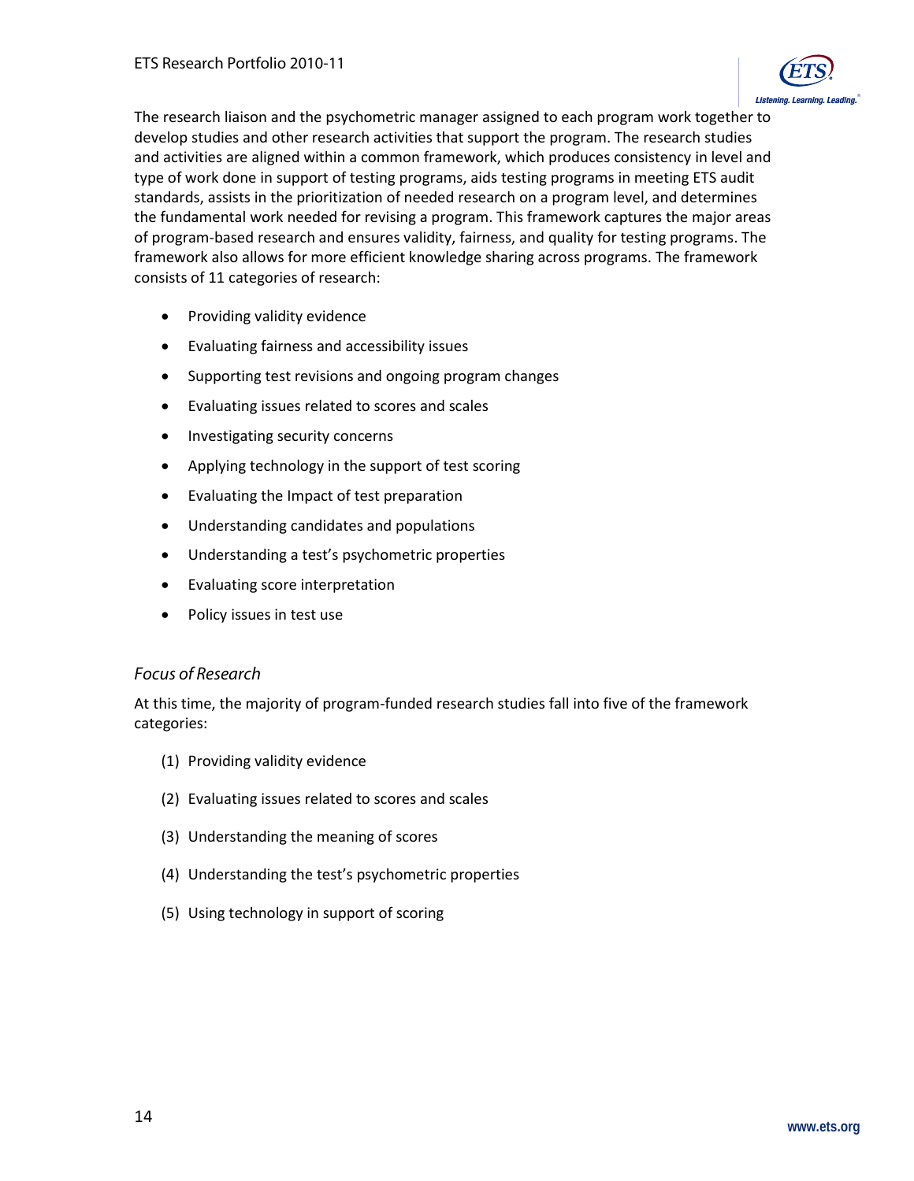The research liaison and the psychometric manager assigned to each program work together to develop studies and other research activities that support the program. The research studies and activities are aligned within a common framework, which produces consistency in level and type of work done in support of testing programs, aids testing programs in meeting ETS audit standards, assists in the prioritization of needed research on a program level, and determines the fundamental work needed for revising a program. This framework captures the major areas of program-based research and ensures validity, fairness, and quality for testing programs. The framework also allows for more efficient knowledge sharing across programs. The framework consists of 11 categories of research:

- Providing validity evidence
- Evaluating fairness and accessibility issues
- Supporting test revisions and ongoing program changes
- Evaluating issues related to scores and scales
- Investigating security concerns
- Applying technology in the support of test scoring
- Evaluating the Impact of test preparation
- Understanding candidates and populations
- Understanding a test's psychometric properties
- Evaluating score interpretation
- Policy issues in test use

### *Focus of Research*

At this time, the majority of program-funded research studies fall into five of the framework categories:

(1) Providing validity evidence

(2) Evaluating issues related to scores and scales

(3) Understanding the meaning of scores

(4) Understanding the test's psychometric properties

(5) Using technology in support of scoring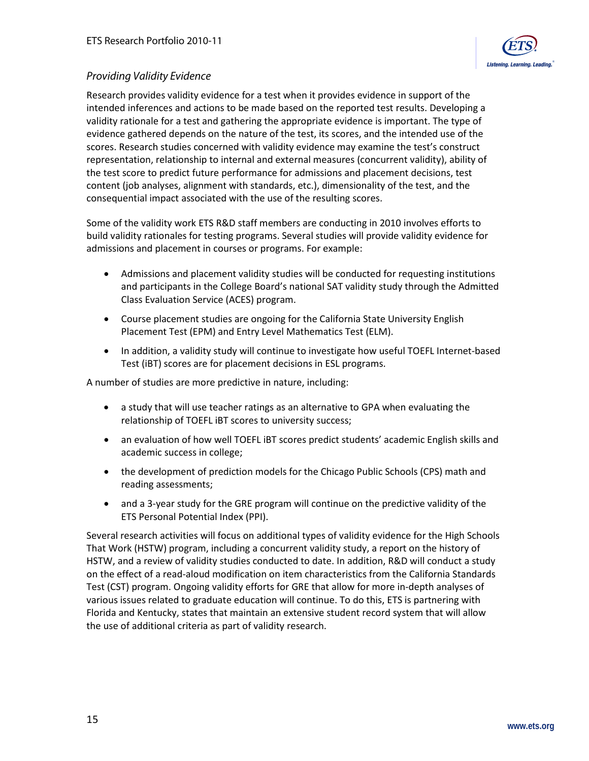### *Providing Validity Evidence*

Research provides validity evidence for a test when it provides evidence in support of the intended inferences and actions to be made based on the reported test results. Developing a validity rationale for a test and gathering the appropriate evidence is important. The type of evidence gathered depends on the nature of the test, its scores, and the intended use of the scores. Research studies concerned with validity evidence may examine the test's construct representation, relationship to internal and external measures (concurrent validity), ability of the test score to predict future performance for admissions and placement decisions, test content (job analyses, alignment with standards, etc.), dimensionality of the test, and the consequential impact associated with the use of the resulting scores.

Some of the validity work ETS R&D staff members are conducting in 2010 involves efforts to build validity rationales for testing programs. Several studies will provide validity evidence for admissions and placement in courses or programs. For example:

- Admissions and placement validity studies will be conducted for requesting institutions and participants in the College Board's national SAT validity study through the Admitted Class Evaluation Service (ACES) program.
- Course placement studies are ongoing for the California State University English Placement Test (EPM) and Entry Level Mathematics Test (ELM).
- In addition, a validity study will continue to investigate how useful TOEFL Internet-based Test (iBT) scores are for placement decisions in ESL programs.

A number of studies are more predictive in nature, including:

- a study that will use teacher ratings as an alternative to GPA when evaluating the relationship of TOEFL iBT scores to university success;
- an evaluation of how well TOEFL iBT scores predict students' academic English skills and academic success in college;
- the development of prediction models for the Chicago Public Schools (CPS) math and reading assessments;
- and a 3-year study for the GRE program will continue on the predictive validity of the ETS Personal Potential Index (PPI).

Several research activities will focus on additional types of validity evidence for the High Schools That Work (HSTW) program, including a concurrent validity study, a report on the history of HSTW, and a review of validity studies conducted to date. In addition, R&D will conduct a study on the effect of a read-aloud modification on item characteristics from the California Standards Test (CST) program. Ongoing validity efforts for GRE that allow for more in-depth analyses of various issues related to graduate education will continue. To do this, ETS is partnering with Florida and Kentucky, states that maintain an extensive student record system that will allow the use of additional criteria as part of validity research.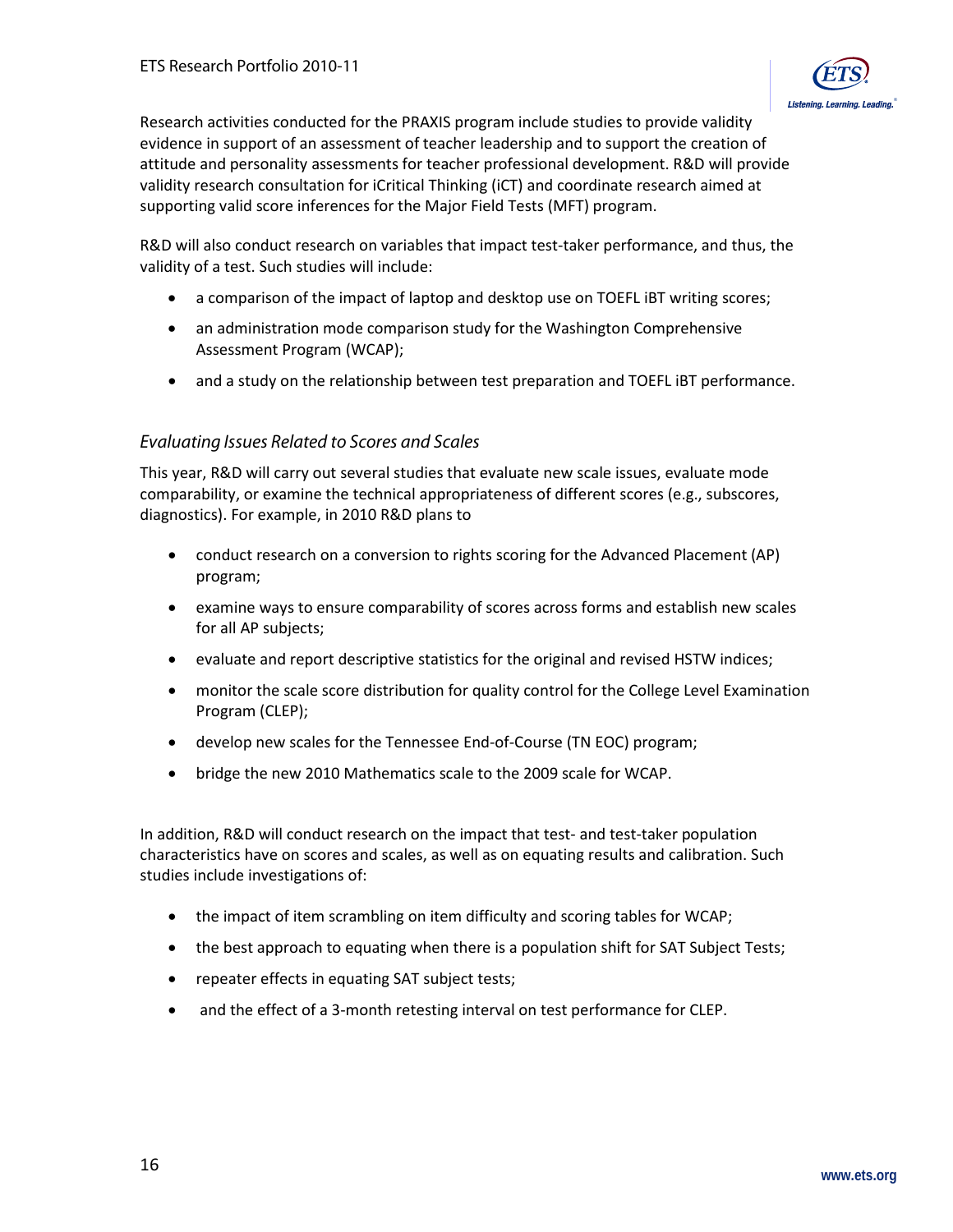Research activities conducted for the PRAXIS program include studies to provide validity evidence in support of an assessment of teacher leadership and to support the creation of attitude and personality assessments for teacher professional development. R&D will provide validity research consultation for iCritical Thinking (iCT) and coordinate research aimed at supporting valid score inferences for the Major Field Tests (MFT) program.

R&D will also conduct research on variables that impact test-taker performance, and thus, the validity of a test. Such studies will include:

- a comparison of the impact of laptop and desktop use on TOEFL iBT writing scores;
- an administration mode comparison study for the Washington Comprehensive Assessment Program (WCAP);
- and a study on the relationship between test preparation and TOEFL iBT performance.

### *Evaluating Issues Related to Scores and Scales*

This year, R&D will carry out several studies that evaluate new scale issues, evaluate mode comparability, or examine the technical appropriateness of different scores (e.g., subscores, diagnostics). For example, in 2010 R&D plans to

- conduct research on a conversion to rights scoring for the Advanced Placement (AP) program;
- examine ways to ensure comparability of scores across forms and establish new scales for all AP subjects;
- evaluate and report descriptive statistics for the original and revised HSTW indices;
- monitor the scale score distribution for quality control for the College Level Examination Program (CLEP);
- develop new scales for the Tennessee End-of-Course (TN EOC) program;
- bridge the new 2010 Mathematics scale to the 2009 scale for WCAP.

In addition, R&D will conduct research on the impact that test- and test-taker population characteristics have on scores and scales, as well as on equating results and calibration. Such studies include investigations of:

- the impact of item scrambling on item difficulty and scoring tables for WCAP;
- the best approach to equating when there is a population shift for SAT Subject Tests;
- repeater effects in equating SAT subject tests;
- and the effect of a 3-month retesting interval on test performance for CLEP.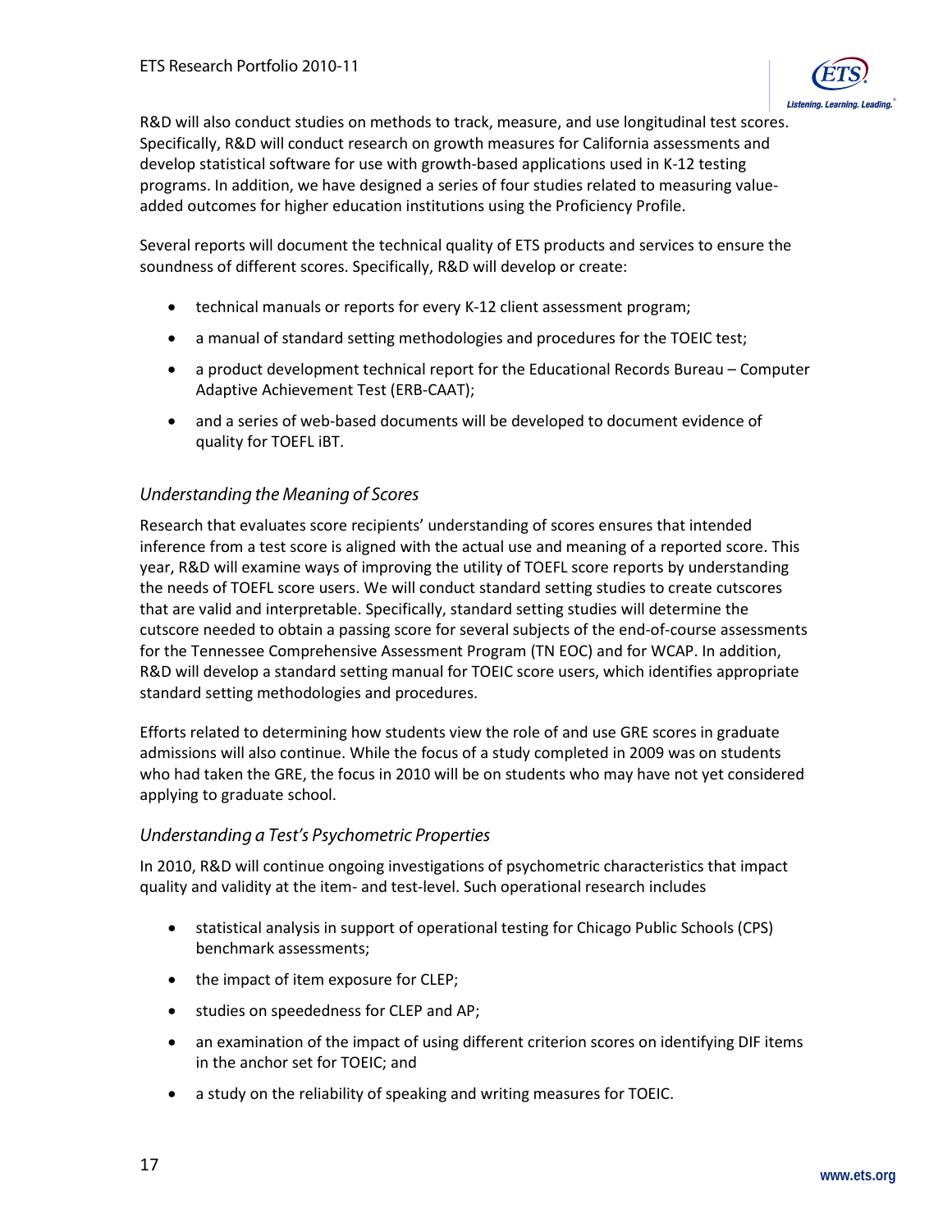R&D will also conduct studies on methods to track, measure, and use longitudinal test scores. Specifically, R&D will conduct research on growth measures for California assessments and develop statistical software for use with growth-based applications used in K-12 testing programs. In addition, we have designed a series of four studies related to measuring value-added outcomes for higher education institutions using the Proficiency Profile.

Several reports will document the technical quality of ETS products and services to ensure the soundness of different scores. Specifically, R&D will develop or create:

- technical manuals or reports for every K-12 client assessment program;
- a manual of standard setting methodologies and procedures for the TOEIC test;
- a product development technical report for the Educational Records Bureau – Computer Adaptive Achievement Test (ERB-CAAT);
- and a series of web-based documents will be developed to document evidence of quality for TOEFL iBT.

### *Understanding the Meaning of Scores*

Research that evaluates score recipients' understanding of scores ensures that intended inference from a test score is aligned with the actual use and meaning of a reported score. This year, R&D will examine ways of improving the utility of TOEFL score reports by understanding the needs of TOEFL score users. We will conduct standard setting studies to create cutscores that are valid and interpretable. Specifically, standard setting studies will determine the cutscore needed to obtain a passing score for several subjects of the end-of-course assessments for the Tennessee Comprehensive Assessment Program (TN EOC) and for WCAP. In addition, R&D will develop a standard setting manual for TOEIC score users, which identifies appropriate standard setting methodologies and procedures.

Efforts related to determining how students view the role of and use GRE scores in graduate admissions will also continue. While the focus of a study completed in 2009 was on students who had taken the GRE, the focus in 2010 will be on students who may have not yet considered applying to graduate school.

### *Understanding a Test's Psychometric Properties*

In 2010, R&D will continue ongoing investigations of psychometric characteristics that impact quality and validity at the item- and test-level. Such operational research includes

- statistical analysis in support of operational testing for Chicago Public Schools (CPS) benchmark assessments;
- the impact of item exposure for CLEP;
- studies on speededness for CLEP and AP;
- an examination of the impact of using different criterion scores on identifying DIF items in the anchor set for TOEIC; and
- a study on the reliability of speaking and writing measures for TOEIC.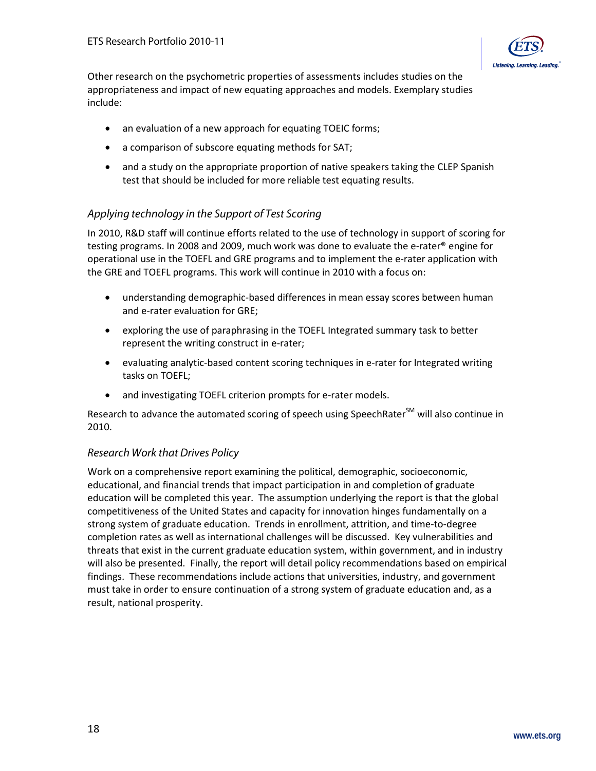Other research on the psychometric properties of assessments includes studies on the appropriateness and impact of new equating approaches and models. Exemplary studies include:

- an evaluation of a new approach for equating TOEIC forms;
- a comparison of subscore equating methods for SAT;
- and a study on the appropriate proportion of native speakers taking the CLEP Spanish test that should be included for more reliable test equating results.

### *Applying technology in the Support of Test Scoring*

In 2010, R&D staff will continue efforts related to the use of technology in support of scoring for testing programs. In 2008 and 2009, much work was done to evaluate the e-rater® engine for operational use in the TOEFL and GRE programs and to implement the e-rater application with the GRE and TOEFL programs. This work will continue in 2010 with a focus on:

- understanding demographic-based differences in mean essay scores between human and e-rater evaluation for GRE;
- exploring the use of paraphrasing in the TOEFL Integrated summary task to better represent the writing construct in e-rater;
- evaluating analytic-based content scoring techniques in e-rater for Integrated writing tasks on TOEFL;
- and investigating TOEFL criterion prompts for e-rater models.

Research to advance the automated scoring of speech using SpeechRater℠ will also continue in 2010.

### *Research Work that Drives Policy*

Work on a comprehensive report examining the political, demographic, socioeconomic, educational, and financial trends that impact participation in and completion of graduate education will be completed this year. The assumption underlying the report is that the global competitiveness of the United States and capacity for innovation hinges fundamentally on a strong system of graduate education. Trends in enrollment, attrition, and time-to-degree completion rates as well as international challenges will be discussed. Key vulnerabilities and threats that exist in the current graduate education system, within government, and in industry will also be presented. Finally, the report will detail policy recommendations based on empirical findings. These recommendations include actions that universities, industry, and government must take in order to ensure continuation of a strong system of graduate education and, as a result, national prosperity.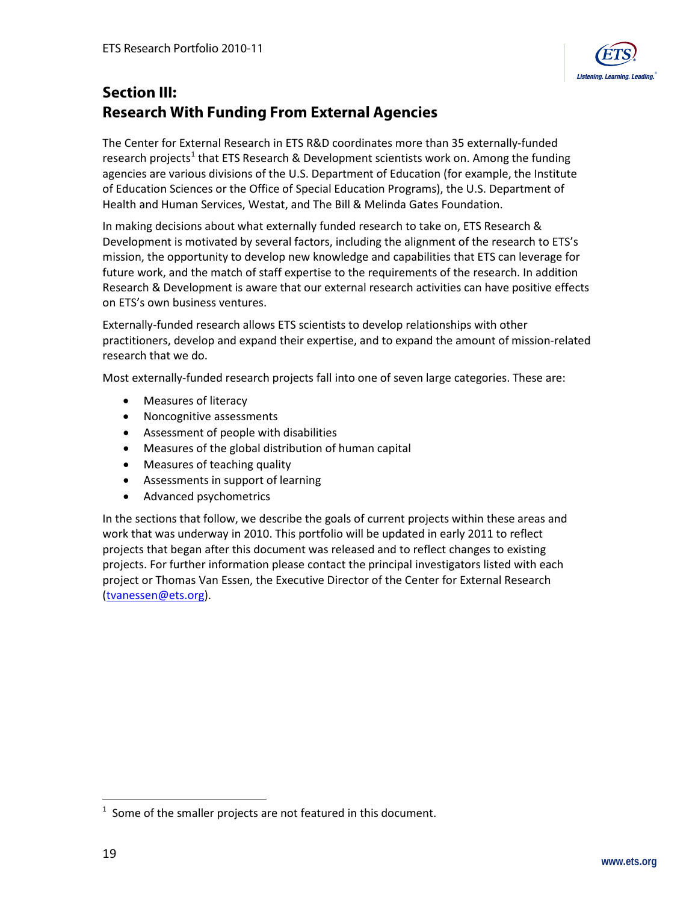## Section III: Research With Funding From External Agencies

The Center for External Research in ETS R&D coordinates more than 35 externally-funded research projects[1] that ETS Research & Development scientists work on. Among the funding agencies are various divisions of the U.S. Department of Education (for example, the Institute of Education Sciences or the Office of Special Education Programs), the U.S. Department of Health and Human Services, Westat, and The Bill & Melinda Gates Foundation.

In making decisions about what externally funded research to take on, ETS Research & Development is motivated by several factors, including the alignment of the research to ETS's mission, the opportunity to develop new knowledge and capabilities that ETS can leverage for future work, and the match of staff expertise to the requirements of the research. In addition Research & Development is aware that our external research activities can have positive effects on ETS's own business ventures.

Externally-funded research allows ETS scientists to develop relationships with other practitioners, develop and expand their expertise, and to expand the amount of mission-related research that we do.

Most externally-funded research projects fall into one of seven large categories. These are:

- Measures of literacy
- Noncognitive assessments
- Assessment of people with disabilities
- Measures of the global distribution of human capital
- Measures of teaching quality
- Assessments in support of learning
- Advanced psychometrics

In the sections that follow, we describe the goals of current projects within these areas and work that was underway in 2010. This portfolio will be updated in early 2011 to reflect projects that began after this document was released and to reflect changes to existing projects. For further information please contact the principal investigators listed with each project or Thomas Van Essen, the Executive Director of the Center for External Research (tvanessen@ets.org).

[1] Some of the smaller projects are not featured in this document.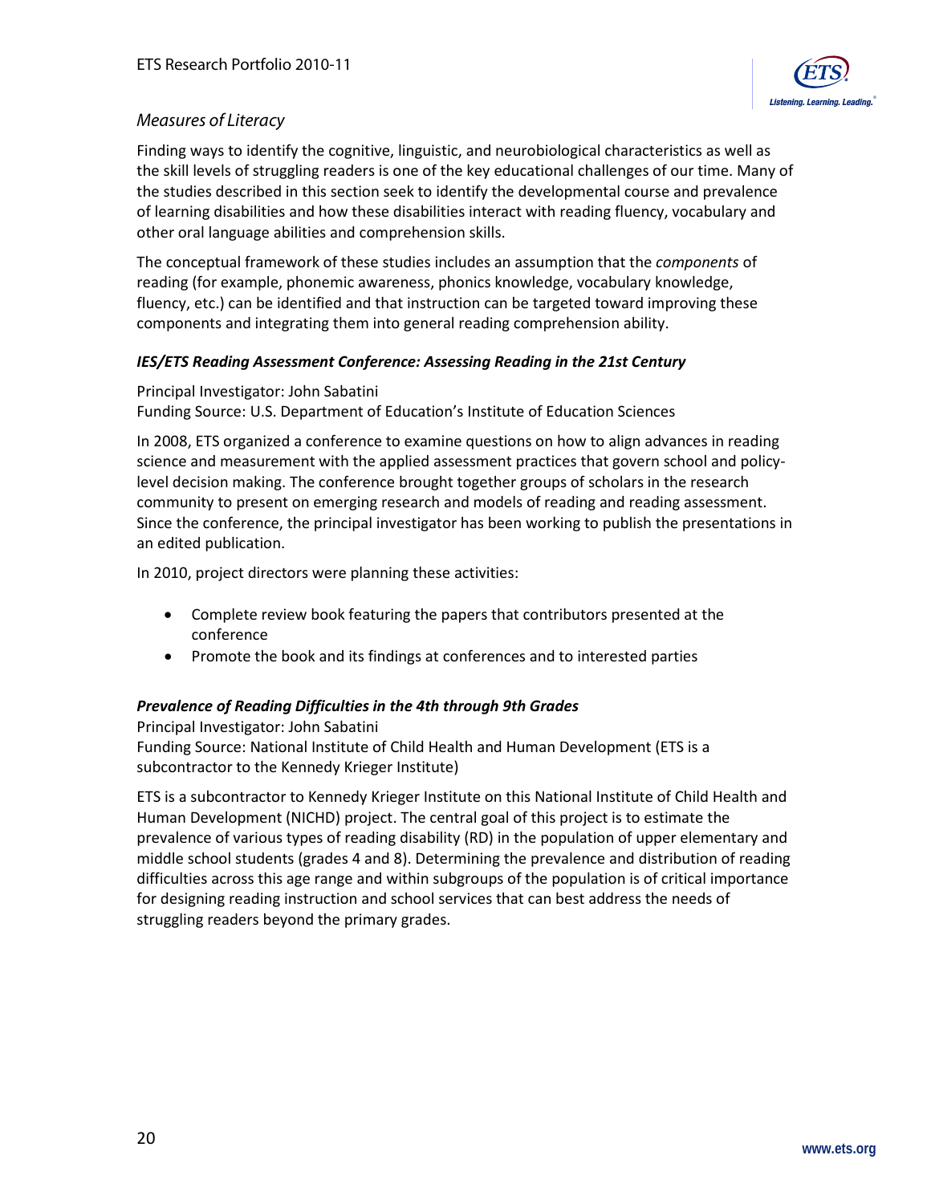## *Measures of Literacy*

Finding ways to identify the cognitive, linguistic, and neurobiological characteristics as well as the skill levels of struggling readers is one of the key educational challenges of our time. Many of the studies described in this section seek to identify the developmental course and prevalence of learning disabilities and how these disabilities interact with reading fluency, vocabulary and other oral language abilities and comprehension skills.

The conceptual framework of these studies includes an assumption that the *components* of reading (for example, phonemic awareness, phonics knowledge, vocabulary knowledge, fluency, etc.) can be identified and that instruction can be targeted toward improving these components and integrating them into general reading comprehension ability.

### ***IES/ETS Reading Assessment Conference: Assessing Reading in the 21st Century***

Principal Investigator: John Sabatini
Funding Source: U.S. Department of Education's Institute of Education Sciences

In 2008, ETS organized a conference to examine questions on how to align advances in reading science and measurement with the applied assessment practices that govern school and policy-level decision making. The conference brought together groups of scholars in the research community to present on emerging research and models of reading and reading assessment. Since the conference, the principal investigator has been working to publish the presentations in an edited publication.

In 2010, project directors were planning these activities:

- Complete review book featuring the papers that contributors presented at the conference
- Promote the book and its findings at conferences and to interested parties

### ***Prevalence of Reading Difficulties in the 4th through 9th Grades***

Principal Investigator: John Sabatini
Funding Source: National Institute of Child Health and Human Development (ETS is a subcontractor to the Kennedy Krieger Institute)

ETS is a subcontractor to Kennedy Krieger Institute on this National Institute of Child Health and Human Development (NICHD) project. The central goal of this project is to estimate the prevalence of various types of reading disability (RD) in the population of upper elementary and middle school students (grades 4 and 8). Determining the prevalence and distribution of reading difficulties across this age range and within subgroups of the population is of critical importance for designing reading instruction and school services that can best address the needs of struggling readers beyond the primary grades.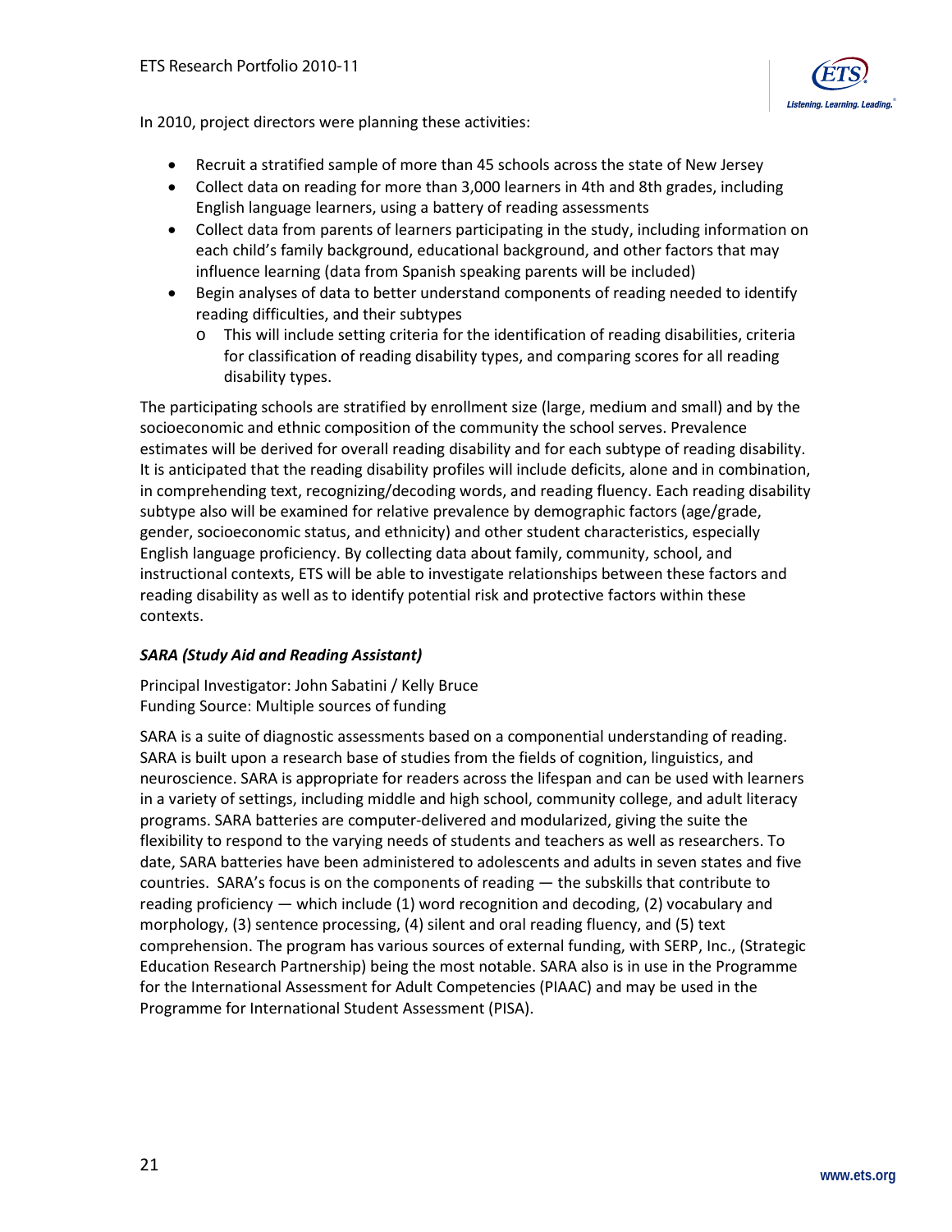In 2010, project directors were planning these activities:

- Recruit a stratified sample of more than 45 schools across the state of New Jersey
- Collect data on reading for more than 3,000 learners in 4th and 8th grades, including English language learners, using a battery of reading assessments
- Collect data from parents of learners participating in the study, including information on each child's family background, educational background, and other factors that may influence learning (data from Spanish speaking parents will be included)
- Begin analyses of data to better understand components of reading needed to identify reading difficulties, and their subtypes
    - This will include setting criteria for the identification of reading disabilities, criteria for classification of reading disability types, and comparing scores for all reading disability types.

The participating schools are stratified by enrollment size (large, medium and small) and by the socioeconomic and ethnic composition of the community the school serves. Prevalence estimates will be derived for overall reading disability and for each subtype of reading disability. It is anticipated that the reading disability profiles will include deficits, alone and in combination, in comprehending text, recognizing/decoding words, and reading fluency. Each reading disability subtype also will be examined for relative prevalence by demographic factors (age/grade, gender, socioeconomic status, and ethnicity) and other student characteristics, especially English language proficiency. By collecting data about family, community, school, and instructional contexts, ETS will be able to investigate relationships between these factors and reading disability as well as to identify potential risk and protective factors within these contexts.

### *SARA (Study Aid and Reading Assistant)*

Principal Investigator: John Sabatini / Kelly Bruce
Funding Source: Multiple sources of funding

SARA is a suite of diagnostic assessments based on a componential understanding of reading. SARA is built upon a research base of studies from the fields of cognition, linguistics, and neuroscience. SARA is appropriate for readers across the lifespan and can be used with learners in a variety of settings, including middle and high school, community college, and adult literacy programs. SARA batteries are computer-delivered and modularized, giving the suite the flexibility to respond to the varying needs of students and teachers as well as researchers. To date, SARA batteries have been administered to adolescents and adults in seven states and five countries. SARA's focus is on the components of reading — the subskills that contribute to reading proficiency — which include (1) word recognition and decoding, (2) vocabulary and morphology, (3) sentence processing, (4) silent and oral reading fluency, and (5) text comprehension. The program has various sources of external funding, with SERP, Inc., (Strategic Education Research Partnership) being the most notable. SARA also is in use in the Programme for the International Assessment for Adult Competencies (PIAAC) and may be used in the Programme for International Student Assessment (PISA).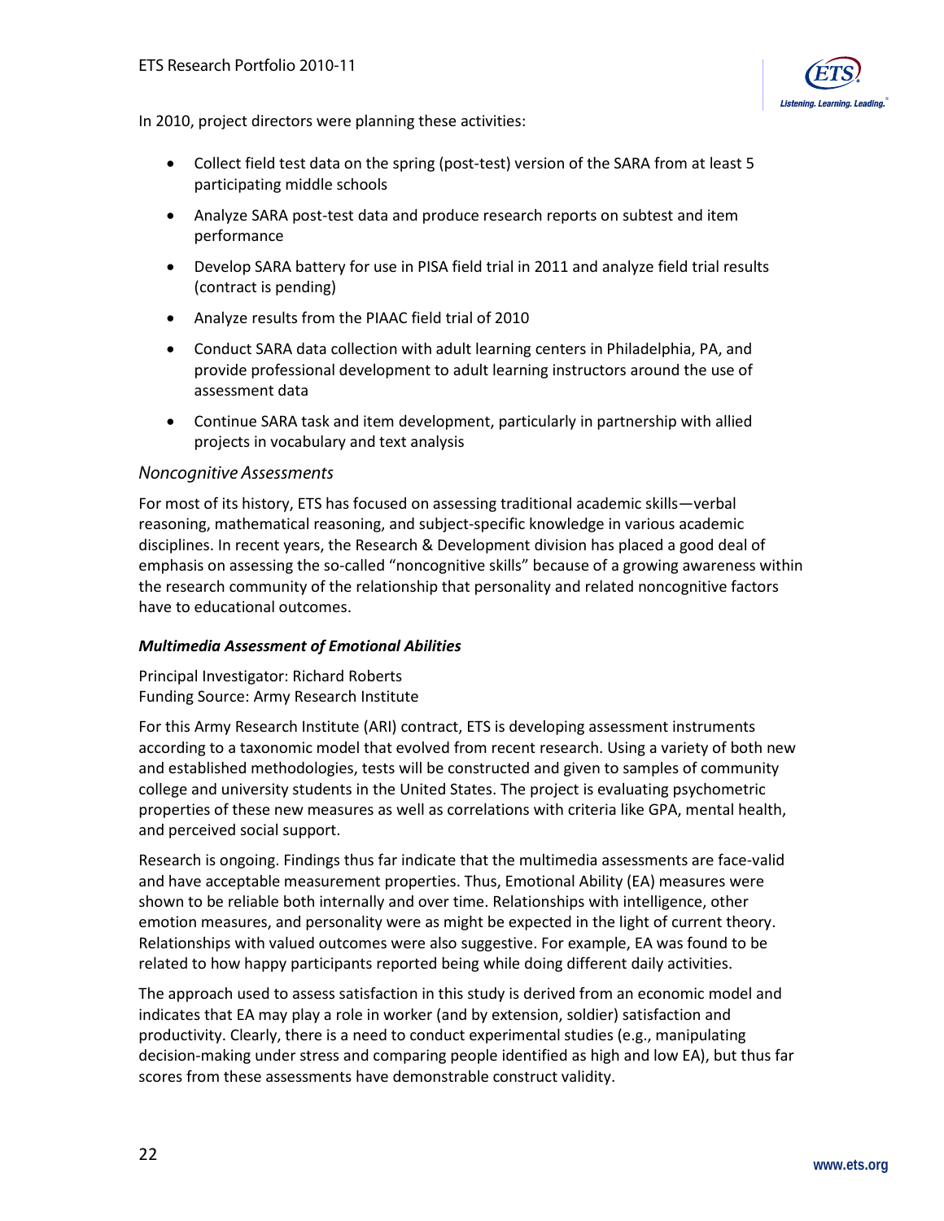In 2010, project directors were planning these activities:

- Collect field test data on the spring (post-test) version of the SARA from at least 5 participating middle schools
- Analyze SARA post-test data and produce research reports on subtest and item performance
- Develop SARA battery for use in PISA field trial in 2011 and analyze field trial results (contract is pending)
- Analyze results from the PIAAC field trial of 2010
- Conduct SARA data collection with adult learning centers in Philadelphia, PA, and provide professional development to adult learning instructors around the use of assessment data
- Continue SARA task and item development, particularly in partnership with allied projects in vocabulary and text analysis

### *Noncognitive Assessments*

For most of its history, ETS has focused on assessing traditional academic skills—verbal reasoning, mathematical reasoning, and subject-specific knowledge in various academic disciplines. In recent years, the Research & Development division has placed a good deal of emphasis on assessing the so-called "noncognitive skills" because of a growing awareness within the research community of the relationship that personality and related noncognitive factors have to educational outcomes.

#### ***Multimedia Assessment of Emotional Abilities***

Principal Investigator: Richard Roberts
Funding Source: Army Research Institute

For this Army Research Institute (ARI) contract, ETS is developing assessment instruments according to a taxonomic model that evolved from recent research. Using a variety of both new and established methodologies, tests will be constructed and given to samples of community college and university students in the United States. The project is evaluating psychometric properties of these new measures as well as correlations with criteria like GPA, mental health, and perceived social support.

Research is ongoing. Findings thus far indicate that the multimedia assessments are face-valid and have acceptable measurement properties. Thus, Emotional Ability (EA) measures were shown to be reliable both internally and over time. Relationships with intelligence, other emotion measures, and personality were as might be expected in the light of current theory. Relationships with valued outcomes were also suggestive. For example, EA was found to be related to how happy participants reported being while doing different daily activities.

The approach used to assess satisfaction in this study is derived from an economic model and indicates that EA may play a role in worker (and by extension, soldier) satisfaction and productivity. Clearly, there is a need to conduct experimental studies (e.g., manipulating decision-making under stress and comparing people identified as high and low EA), but thus far scores from these assessments have demonstrable construct validity.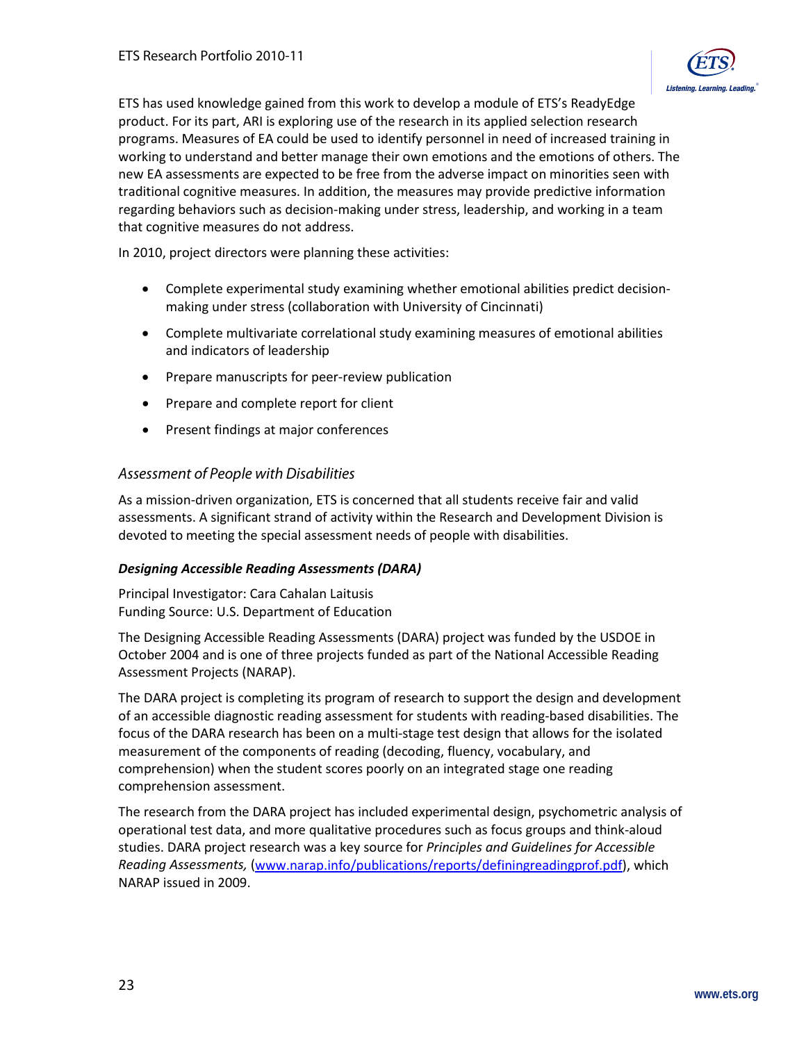ETS has used knowledge gained from this work to develop a module of ETS's ReadyEdge product. For its part, ARI is exploring use of the research in its applied selection research programs. Measures of EA could be used to identify personnel in need of increased training in working to understand and better manage their own emotions and the emotions of others. The new EA assessments are expected to be free from the adverse impact on minorities seen with traditional cognitive measures. In addition, the measures may provide predictive information regarding behaviors such as decision-making under stress, leadership, and working in a team that cognitive measures do not address.

In 2010, project directors were planning these activities:

- Complete experimental study examining whether emotional abilities predict decision-making under stress (collaboration with University of Cincinnati)
- Complete multivariate correlational study examining measures of emotional abilities and indicators of leadership
- Prepare manuscripts for peer-review publication
- Prepare and complete report for client
- Present findings at major conferences

### *Assessment of People with Disabilities*

As a mission-driven organization, ETS is concerned that all students receive fair and valid assessments. A significant strand of activity within the Research and Development Division is devoted to meeting the special assessment needs of people with disabilities.

#### ***Designing Accessible Reading Assessments (DARA)***

Principal Investigator: Cara Cahalan Laitusis
Funding Source: U.S. Department of Education

The Designing Accessible Reading Assessments (DARA) project was funded by the USDOE in October 2004 and is one of three projects funded as part of the National Accessible Reading Assessment Projects (NARAP).

The DARA project is completing its program of research to support the design and development of an accessible diagnostic reading assessment for students with reading-based disabilities. The focus of the DARA research has been on a multi-stage test design that allows for the isolated measurement of the components of reading (decoding, fluency, vocabulary, and comprehension) when the student scores poorly on an integrated stage one reading comprehension assessment.

The research from the DARA project has included experimental design, psychometric analysis of operational test data, and more qualitative procedures such as focus groups and think-aloud studies. DARA project research was a key source for *Principles and Guidelines for Accessible Reading Assessments,* (www.narap.info/publications/reports/definingreadingprof.pdf), which NARAP issued in 2009.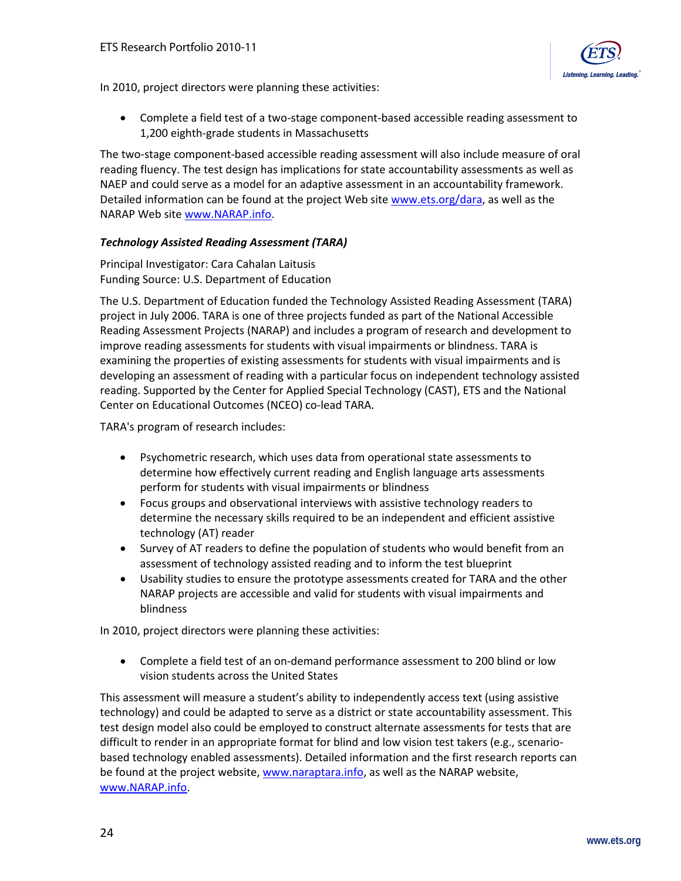In 2010, project directors were planning these activities:

- Complete a field test of a two-stage component-based accessible reading assessment to 1,200 eighth-grade students in Massachusetts

The two-stage component-based accessible reading assessment will also include measure of oral reading fluency. The test design has implications for state accountability assessments as well as NAEP and could serve as a model for an adaptive assessment in an accountability framework. Detailed information can be found at the project Web site www.ets.org/dara, as well as the NARAP Web site www.NARAP.info.

### *Technology Assisted Reading Assessment (TARA)*

Principal Investigator: Cara Cahalan Laitusis
Funding Source: U.S. Department of Education

The U.S. Department of Education funded the Technology Assisted Reading Assessment (TARA) project in July 2006. TARA is one of three projects funded as part of the National Accessible Reading Assessment Projects (NARAP) and includes a program of research and development to improve reading assessments for students with visual impairments or blindness. TARA is examining the properties of existing assessments for students with visual impairments and is developing an assessment of reading with a particular focus on independent technology assisted reading. Supported by the Center for Applied Special Technology (CAST), ETS and the National Center on Educational Outcomes (NCEO) co-lead TARA.

TARA's program of research includes:

- Psychometric research, which uses data from operational state assessments to determine how effectively current reading and English language arts assessments perform for students with visual impairments or blindness
- Focus groups and observational interviews with assistive technology readers to determine the necessary skills required to be an independent and efficient assistive technology (AT) reader
- Survey of AT readers to define the population of students who would benefit from an assessment of technology assisted reading and to inform the test blueprint
- Usability studies to ensure the prototype assessments created for TARA and the other NARAP projects are accessible and valid for students with visual impairments and blindness

In 2010, project directors were planning these activities:

- Complete a field test of an on-demand performance assessment to 200 blind or low vision students across the United States

This assessment will measure a student's ability to independently access text (using assistive technology) and could be adapted to serve as a district or state accountability assessment. This test design model also could be employed to construct alternate assessments for tests that are difficult to render in an appropriate format for blind and low vision test takers (e.g., scenario-based technology enabled assessments). Detailed information and the first research reports can be found at the project website, www.naraptara.info, as well as the NARAP website, www.NARAP.info.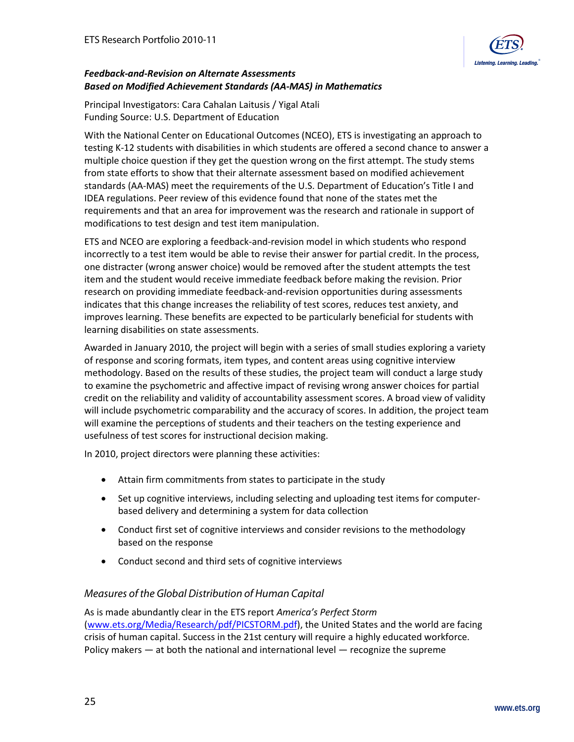### ***Feedback-and-Revision on Alternate Assessments Based on Modified Achievement Standards (AA-MAS) in Mathematics***

Principal Investigators: Cara Cahalan Laitusis / Yigal Atali
Funding Source: U.S. Department of Education

With the National Center on Educational Outcomes (NCEO), ETS is investigating an approach to testing K-12 students with disabilities in which students are offered a second chance to answer a multiple choice question if they get the question wrong on the first attempt. The study stems from state efforts to show that their alternate assessment based on modified achievement standards (AA-MAS) meet the requirements of the U.S. Department of Education's Title I and IDEA regulations. Peer review of this evidence found that none of the states met the requirements and that an area for improvement was the research and rationale in support of modifications to test design and test item manipulation.

ETS and NCEO are exploring a feedback-and-revision model in which students who respond incorrectly to a test item would be able to revise their answer for partial credit. In the process, one distracter (wrong answer choice) would be removed after the student attempts the test item and the student would receive immediate feedback before making the revision. Prior research on providing immediate feedback-and-revision opportunities during assessments indicates that this change increases the reliability of test scores, reduces test anxiety, and improves learning. These benefits are expected to be particularly beneficial for students with learning disabilities on state assessments.

Awarded in January 2010, the project will begin with a series of small studies exploring a variety of response and scoring formats, item types, and content areas using cognitive interview methodology. Based on the results of these studies, the project team will conduct a large study to examine the psychometric and affective impact of revising wrong answer choices for partial credit on the reliability and validity of accountability assessment scores. A broad view of validity will include psychometric comparability and the accuracy of scores. In addition, the project team will examine the perceptions of students and their teachers on the testing experience and usefulness of test scores for instructional decision making.

In 2010, project directors were planning these activities:

- Attain firm commitments from states to participate in the study
- Set up cognitive interviews, including selecting and uploading test items for computer-based delivery and determining a system for data collection
- Conduct first set of cognitive interviews and consider revisions to the methodology based on the response
- Conduct second and third sets of cognitive interviews

## *Measures of the Global Distribution of Human Capital*

As is made abundantly clear in the ETS report *America's Perfect Storm* (www.ets.org/Media/Research/pdf/PICSTORM.pdf), the United States and the world are facing crisis of human capital. Success in the 21st century will require a highly educated workforce. Policy makers — at both the national and international level — recognize the supreme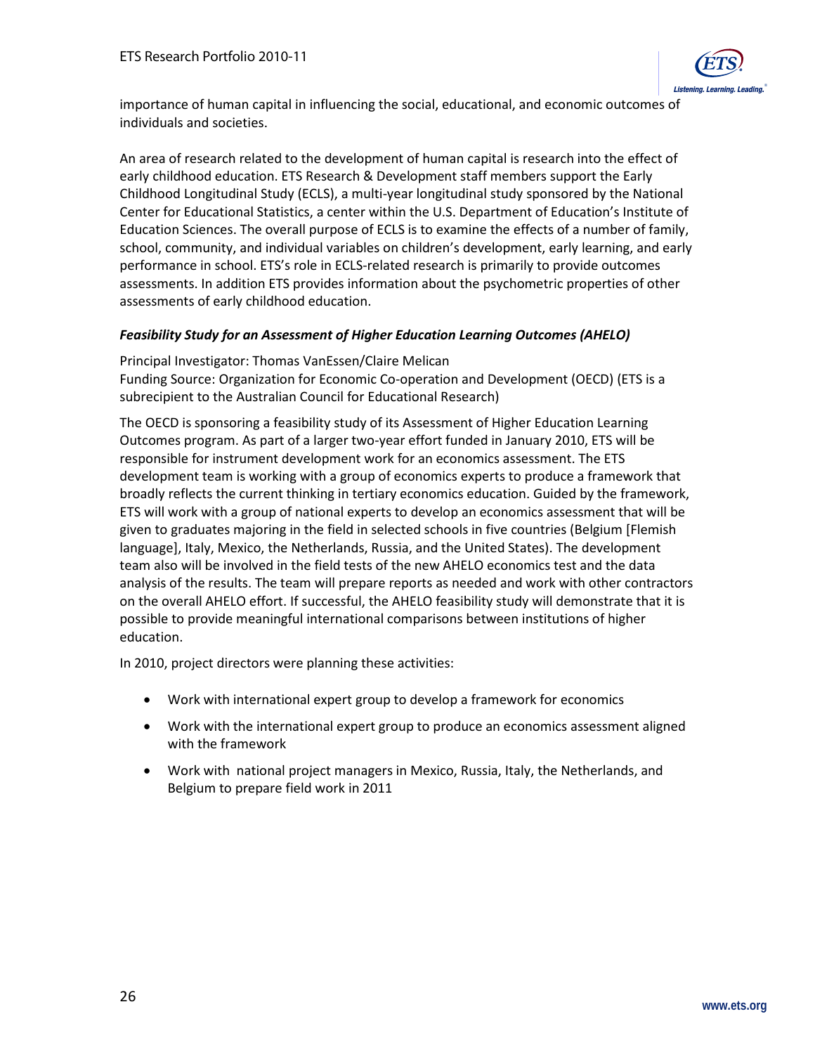importance of human capital in influencing the social, educational, and economic outcomes of individuals and societies.

An area of research related to the development of human capital is research into the effect of early childhood education. ETS Research & Development staff members support the Early Childhood Longitudinal Study (ECLS), a multi-year longitudinal study sponsored by the National Center for Educational Statistics, a center within the U.S. Department of Education's Institute of Education Sciences. The overall purpose of ECLS is to examine the effects of a number of family, school, community, and individual variables on children's development, early learning, and early performance in school. ETS's role in ECLS-related research is primarily to provide outcomes assessments. In addition ETS provides information about the psychometric properties of other assessments of early childhood education.

### *Feasibility Study for an Assessment of Higher Education Learning Outcomes (AHELO)*

Principal Investigator: Thomas VanEssen/Claire Melican
Funding Source: Organization for Economic Co-operation and Development (OECD) (ETS is a subrecipient to the Australian Council for Educational Research)

The OECD is sponsoring a feasibility study of its Assessment of Higher Education Learning Outcomes program. As part of a larger two-year effort funded in January 2010, ETS will be responsible for instrument development work for an economics assessment. The ETS development team is working with a group of economics experts to produce a framework that broadly reflects the current thinking in tertiary economics education. Guided by the framework, ETS will work with a group of national experts to develop an economics assessment that will be given to graduates majoring in the field in selected schools in five countries (Belgium [Flemish language], Italy, Mexico, the Netherlands, Russia, and the United States). The development team also will be involved in the field tests of the new AHELO economics test and the data analysis of the results. The team will prepare reports as needed and work with other contractors on the overall AHELO effort. If successful, the AHELO feasibility study will demonstrate that it is possible to provide meaningful international comparisons between institutions of higher education.

In 2010, project directors were planning these activities:

- Work with international expert group to develop a framework for economics
- Work with the international expert group to produce an economics assessment aligned with the framework
- Work with national project managers in Mexico, Russia, Italy, the Netherlands, and Belgium to prepare field work in 2011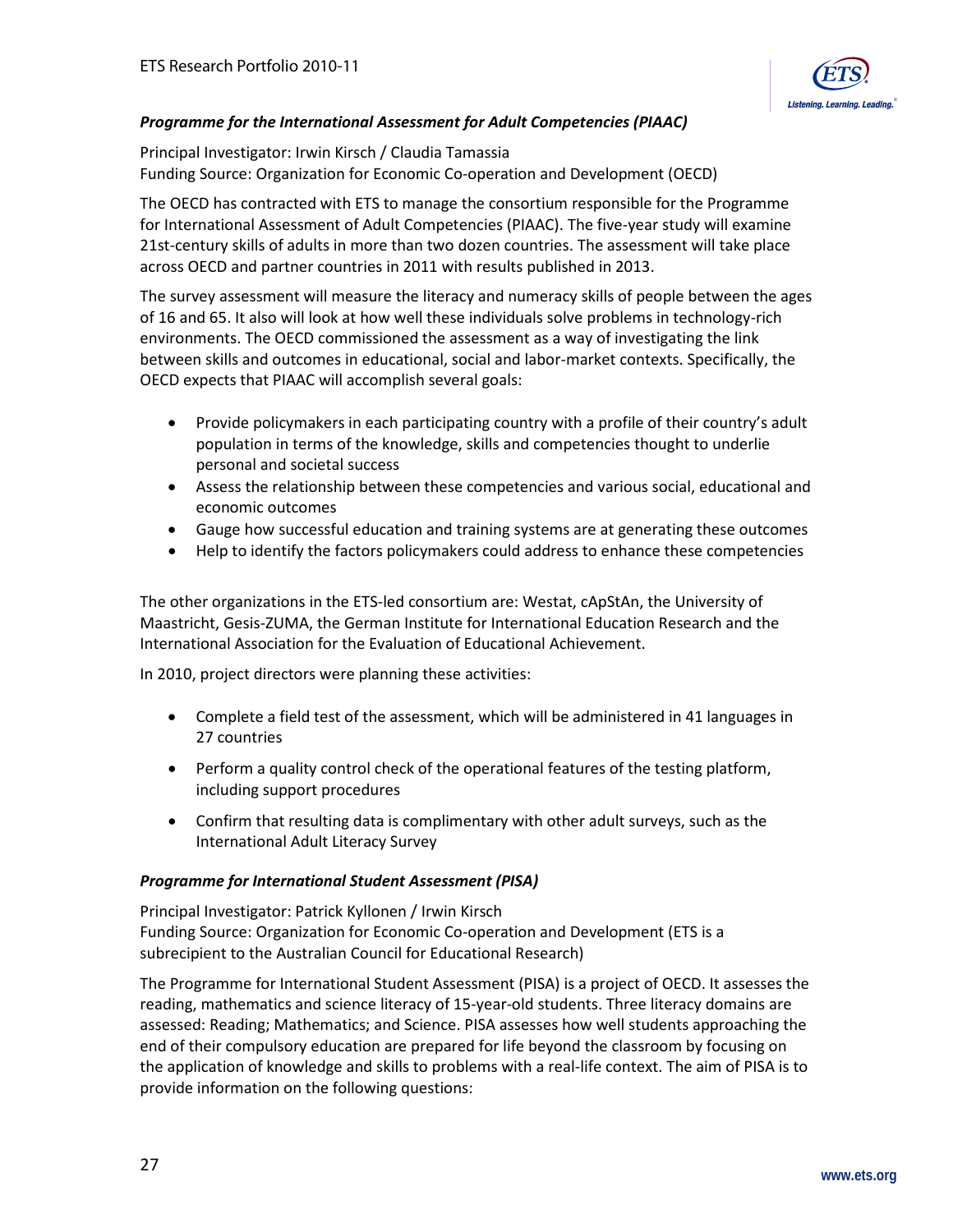### *Programme for the International Assessment for Adult Competencies (PIAAC)*

Principal Investigator: Irwin Kirsch / Claudia Tamassia
Funding Source: Organization for Economic Co-operation and Development (OECD)

The OECD has contracted with ETS to manage the consortium responsible for the Programme for International Assessment of Adult Competencies (PIAAC). The five-year study will examine 21st-century skills of adults in more than two dozen countries. The assessment will take place across OECD and partner countries in 2011 with results published in 2013.

The survey assessment will measure the literacy and numeracy skills of people between the ages of 16 and 65. It also will look at how well these individuals solve problems in technology-rich environments. The OECD commissioned the assessment as a way of investigating the link between skills and outcomes in educational, social and labor-market contexts. Specifically, the OECD expects that PIAAC will accomplish several goals:

- Provide policymakers in each participating country with a profile of their country's adult population in terms of the knowledge, skills and competencies thought to underlie personal and societal success
- Assess the relationship between these competencies and various social, educational and economic outcomes
- Gauge how successful education and training systems are at generating these outcomes
- Help to identify the factors policymakers could address to enhance these competencies

The other organizations in the ETS-led consortium are: Westat, cApStAn, the University of Maastricht, Gesis-ZUMA, the German Institute for International Education Research and the International Association for the Evaluation of Educational Achievement.

In 2010, project directors were planning these activities:

- Complete a field test of the assessment, which will be administered in 41 languages in 27 countries
- Perform a quality control check of the operational features of the testing platform, including support procedures
- Confirm that resulting data is complimentary with other adult surveys, such as the International Adult Literacy Survey

### *Programme for International Student Assessment (PISA)*

Principal Investigator: Patrick Kyllonen / Irwin Kirsch
Funding Source: Organization for Economic Co-operation and Development (ETS is a subrecipient to the Australian Council for Educational Research)

The Programme for International Student Assessment (PISA) is a project of OECD. It assesses the reading, mathematics and science literacy of 15-year-old students. Three literacy domains are assessed: Reading; Mathematics; and Science. PISA assesses how well students approaching the end of their compulsory education are prepared for life beyond the classroom by focusing on the application of knowledge and skills to problems with a real-life context. The aim of PISA is to provide information on the following questions: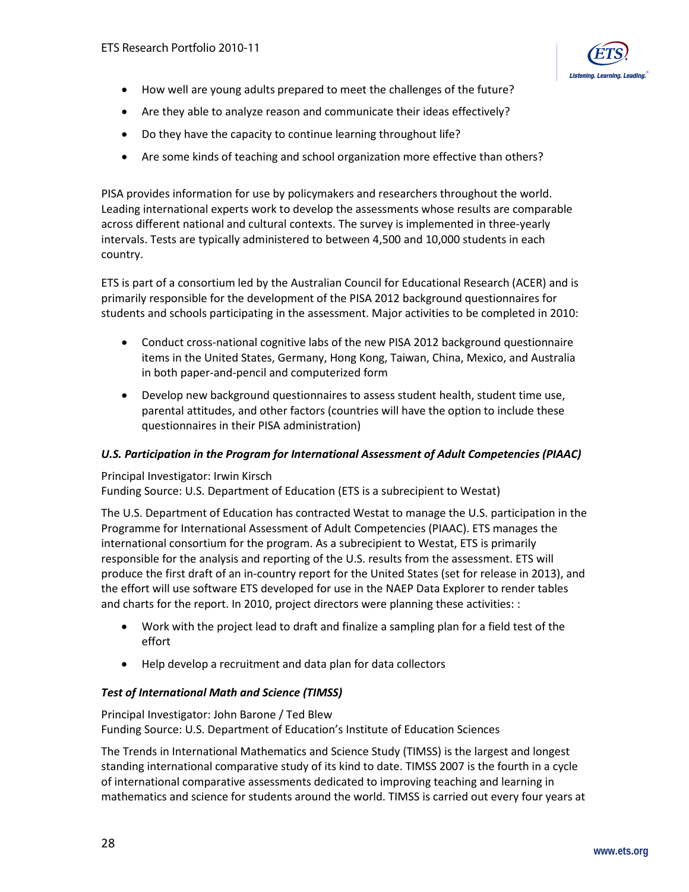- How well are young adults prepared to meet the challenges of the future?
- Are they able to analyze reason and communicate their ideas effectively?
- Do they have the capacity to continue learning throughout life?
- Are some kinds of teaching and school organization more effective than others?

PISA provides information for use by policymakers and researchers throughout the world. Leading international experts work to develop the assessments whose results are comparable across different national and cultural contexts. The survey is implemented in three-yearly intervals. Tests are typically administered to between 4,500 and 10,000 students in each country.

ETS is part of a consortium led by the Australian Council for Educational Research (ACER) and is primarily responsible for the development of the PISA 2012 background questionnaires for students and schools participating in the assessment. Major activities to be completed in 2010:

- Conduct cross-national cognitive labs of the new PISA 2012 background questionnaire items in the United States, Germany, Hong Kong, Taiwan, China, Mexico, and Australia in both paper-and-pencil and computerized form
- Develop new background questionnaires to assess student health, student time use, parental attitudes, and other factors (countries will have the option to include these questionnaires in their PISA administration)

### *U.S. Participation in the Program for International Assessment of Adult Competencies (PIAAC)*

Principal Investigator: Irwin Kirsch
Funding Source: U.S. Department of Education (ETS is a subrecipient to Westat)

The U.S. Department of Education has contracted Westat to manage the U.S. participation in the Programme for International Assessment of Adult Competencies (PIAAC). ETS manages the international consortium for the program. As a subrecipient to Westat, ETS is primarily responsible for the analysis and reporting of the U.S. results from the assessment. ETS will produce the first draft of an in-country report for the United States (set for release in 2013), and the effort will use software ETS developed for use in the NAEP Data Explorer to render tables and charts for the report. In 2010, project directors were planning these activities: :

- Work with the project lead to draft and finalize a sampling plan for a field test of the effort
- Help develop a recruitment and data plan for data collectors

### *Test of International Math and Science (TIMSS)*

Principal Investigator: John Barone / Ted Blew
Funding Source: U.S. Department of Education's Institute of Education Sciences

The Trends in International Mathematics and Science Study (TIMSS) is the largest and longest standing international comparative study of its kind to date. TIMSS 2007 is the fourth in a cycle of international comparative assessments dedicated to improving teaching and learning in mathematics and science for students around the world. TIMSS is carried out every four years at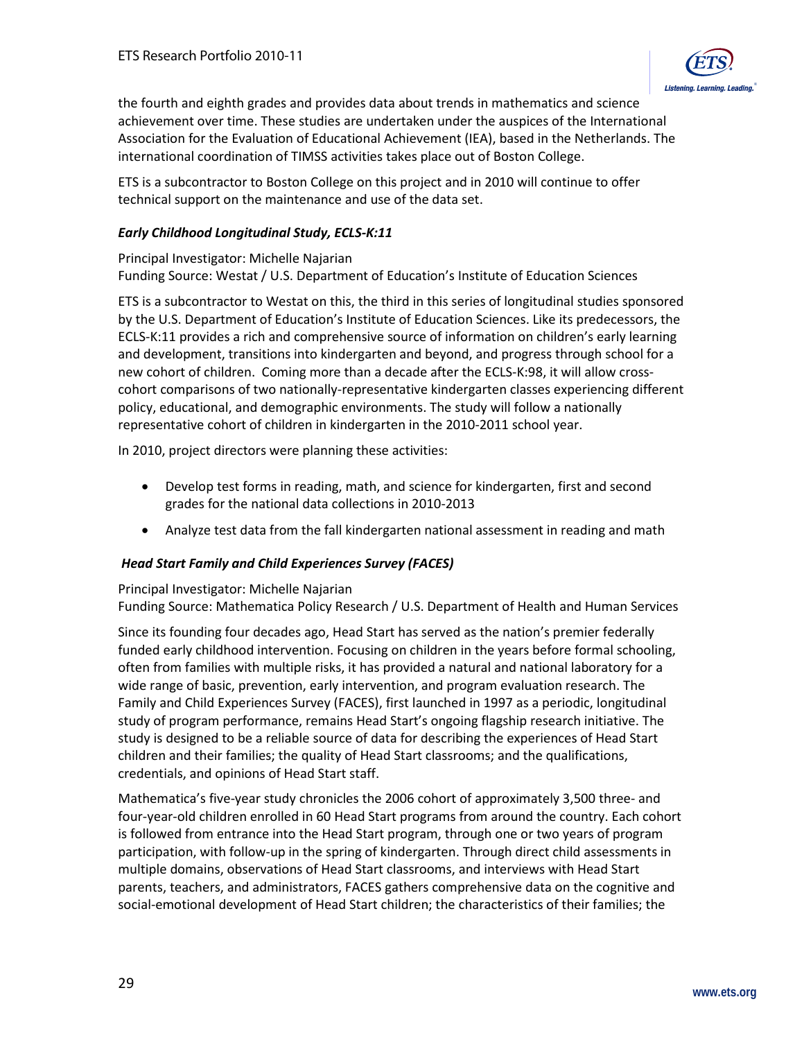the fourth and eighth grades and provides data about trends in mathematics and science achievement over time. These studies are undertaken under the auspices of the International Association for the Evaluation of Educational Achievement (IEA), based in the Netherlands. The international coordination of TIMSS activities takes place out of Boston College.

ETS is a subcontractor to Boston College on this project and in 2010 will continue to offer technical support on the maintenance and use of the data set.

### *Early Childhood Longitudinal Study, ECLS-K:11*

Principal Investigator: Michelle Najarian
Funding Source: Westat / U.S. Department of Education's Institute of Education Sciences

ETS is a subcontractor to Westat on this, the third in this series of longitudinal studies sponsored by the U.S. Department of Education's Institute of Education Sciences. Like its predecessors, the ECLS-K:11 provides a rich and comprehensive source of information on children's early learning and development, transitions into kindergarten and beyond, and progress through school for a new cohort of children. Coming more than a decade after the ECLS-K:98, it will allow cross-cohort comparisons of two nationally-representative kindergarten classes experiencing different policy, educational, and demographic environments. The study will follow a nationally representative cohort of children in kindergarten in the 2010-2011 school year.

In 2010, project directors were planning these activities:

- Develop test forms in reading, math, and science for kindergarten, first and second grades for the national data collections in 2010-2013
- Analyze test data from the fall kindergarten national assessment in reading and math

### *Head Start Family and Child Experiences Survey (FACES)*

Principal Investigator: Michelle Najarian
Funding Source: Mathematica Policy Research / U.S. Department of Health and Human Services

Since its founding four decades ago, Head Start has served as the nation's premier federally funded early childhood intervention. Focusing on children in the years before formal schooling, often from families with multiple risks, it has provided a natural and national laboratory for a wide range of basic, prevention, early intervention, and program evaluation research. The Family and Child Experiences Survey (FACES), first launched in 1997 as a periodic, longitudinal study of program performance, remains Head Start's ongoing flagship research initiative. The study is designed to be a reliable source of data for describing the experiences of Head Start children and their families; the quality of Head Start classrooms; and the qualifications, credentials, and opinions of Head Start staff.

Mathematica's five-year study chronicles the 2006 cohort of approximately 3,500 three- and four-year-old children enrolled in 60 Head Start programs from around the country. Each cohort is followed from entrance into the Head Start program, through one or two years of program participation, with follow-up in the spring of kindergarten. Through direct child assessments in multiple domains, observations of Head Start classrooms, and interviews with Head Start parents, teachers, and administrators, FACES gathers comprehensive data on the cognitive and social-emotional development of Head Start children; the characteristics of their families; the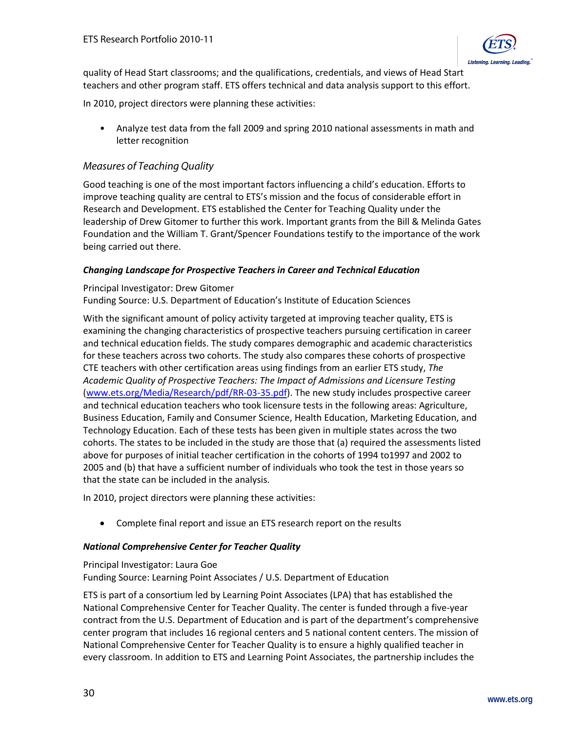quality of Head Start classrooms; and the qualifications, credentials, and views of Head Start teachers and other program staff. ETS offers technical and data analysis support to this effort.

In 2010, project directors were planning these activities:

- Analyze test data from the fall 2009 and spring 2010 national assessments in math and letter recognition

### *Measures of Teaching Quality*

Good teaching is one of the most important factors influencing a child's education. Efforts to improve teaching quality are central to ETS's mission and the focus of considerable effort in Research and Development. ETS established the Center for Teaching Quality under the leadership of Drew Gitomer to further this work. Important grants from the Bill & Melinda Gates Foundation and the William T. Grant/Spencer Foundations testify to the importance of the work being carried out there.

#### ***Changing Landscape for Prospective Teachers in Career and Technical Education***

Principal Investigator: Drew Gitomer
Funding Source: U.S. Department of Education's Institute of Education Sciences

With the significant amount of policy activity targeted at improving teacher quality, ETS is examining the changing characteristics of prospective teachers pursuing certification in career and technical education fields. The study compares demographic and academic characteristics for these teachers across two cohorts. The study also compares these cohorts of prospective CTE teachers with other certification areas using findings from an earlier ETS study, *The Academic Quality of Prospective Teachers: The Impact of Admissions and Licensure Testing* (www.ets.org/Media/Research/pdf/RR-03-35.pdf). The new study includes prospective career and technical education teachers who took licensure tests in the following areas: Agriculture, Business Education, Family and Consumer Science, Health Education, Marketing Education, and Technology Education. Each of these tests has been given in multiple states across the two cohorts. The states to be included in the study are those that (a) required the assessments listed above for purposes of initial teacher certification in the cohorts of 1994 to1997 and 2002 to 2005 and (b) that have a sufficient number of individuals who took the test in those years so that the state can be included in the analysis.

In 2010, project directors were planning these activities:

- Complete final report and issue an ETS research report on the results

#### ***National Comprehensive Center for Teacher Quality***

Principal Investigator: Laura Goe
Funding Source: Learning Point Associates / U.S. Department of Education

ETS is part of a consortium led by Learning Point Associates (LPA) that has established the National Comprehensive Center for Teacher Quality. The center is funded through a five-year contract from the U.S. Department of Education and is part of the department's comprehensive center program that includes 16 regional centers and 5 national content centers. The mission of National Comprehensive Center for Teacher Quality is to ensure a highly qualified teacher in every classroom. In addition to ETS and Learning Point Associates, the partnership includes the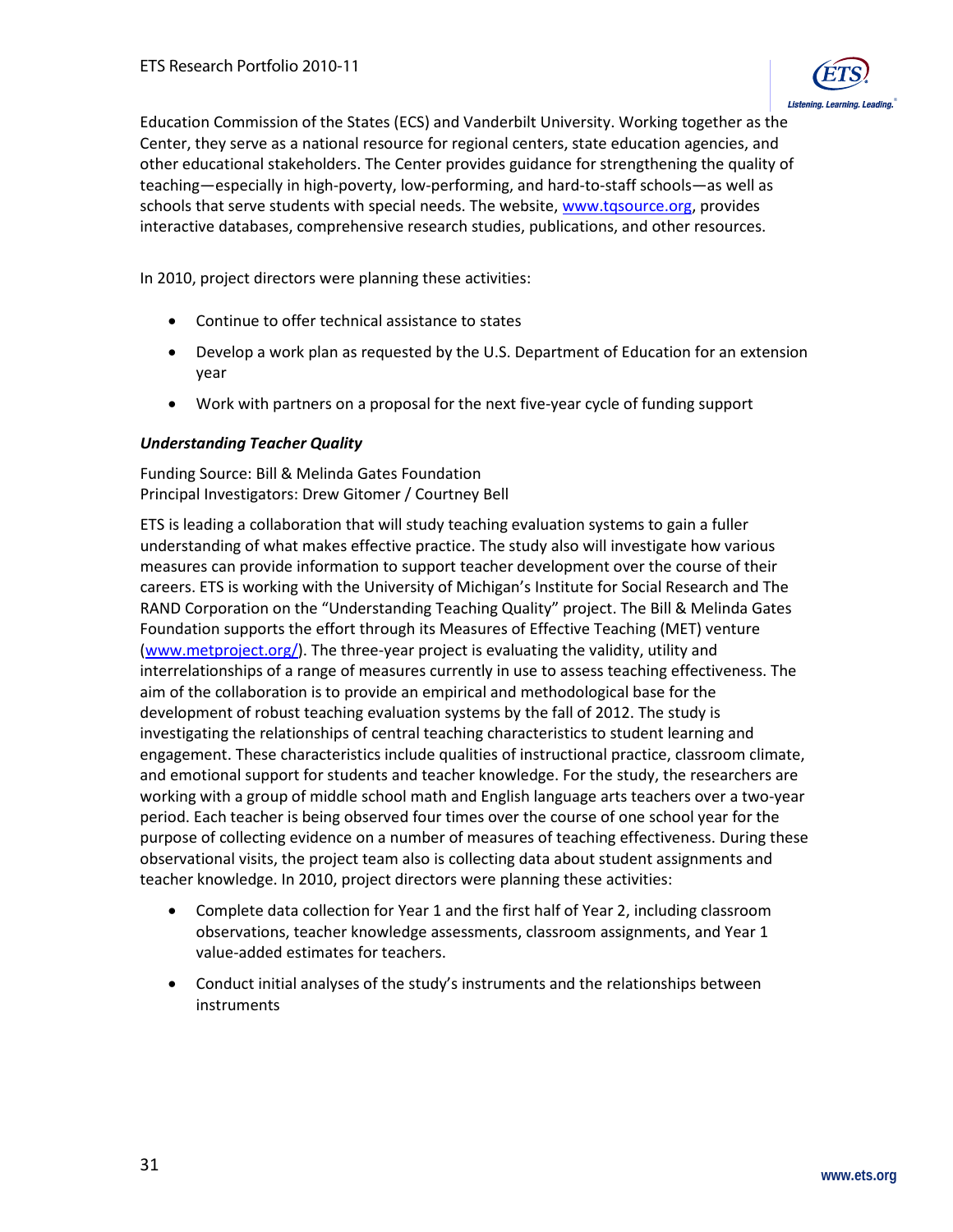Education Commission of the States (ECS) and Vanderbilt University. Working together as the Center, they serve as a national resource for regional centers, state education agencies, and other educational stakeholders. The Center provides guidance for strengthening the quality of teaching—especially in high-poverty, low-performing, and hard-to-staff schools—as well as schools that serve students with special needs. The website, www.tqsource.org, provides interactive databases, comprehensive research studies, publications, and other resources.

In 2010, project directors were planning these activities:

- Continue to offer technical assistance to states
- Develop a work plan as requested by the U.S. Department of Education for an extension year
- Work with partners on a proposal for the next five-year cycle of funding support

***Understanding Teacher Quality***

Funding Source: Bill & Melinda Gates Foundation
Principal Investigators: Drew Gitomer / Courtney Bell

ETS is leading a collaboration that will study teaching evaluation systems to gain a fuller understanding of what makes effective practice. The study also will investigate how various measures can provide information to support teacher development over the course of their careers. ETS is working with the University of Michigan's Institute for Social Research and The RAND Corporation on the "Understanding Teaching Quality" project. The Bill & Melinda Gates Foundation supports the effort through its Measures of Effective Teaching (MET) venture (www.metproject.org/). The three-year project is evaluating the validity, utility and interrelationships of a range of measures currently in use to assess teaching effectiveness. The aim of the collaboration is to provide an empirical and methodological base for the development of robust teaching evaluation systems by the fall of 2012. The study is investigating the relationships of central teaching characteristics to student learning and engagement. These characteristics include qualities of instructional practice, classroom climate, and emotional support for students and teacher knowledge. For the study, the researchers are working with a group of middle school math and English language arts teachers over a two-year period. Each teacher is being observed four times over the course of one school year for the purpose of collecting evidence on a number of measures of teaching effectiveness. During these observational visits, the project team also is collecting data about student assignments and teacher knowledge. In 2010, project directors were planning these activities:

- Complete data collection for Year 1 and the first half of Year 2, including classroom observations, teacher knowledge assessments, classroom assignments, and Year 1 value-added estimates for teachers.
- Conduct initial analyses of the study's instruments and the relationships between instruments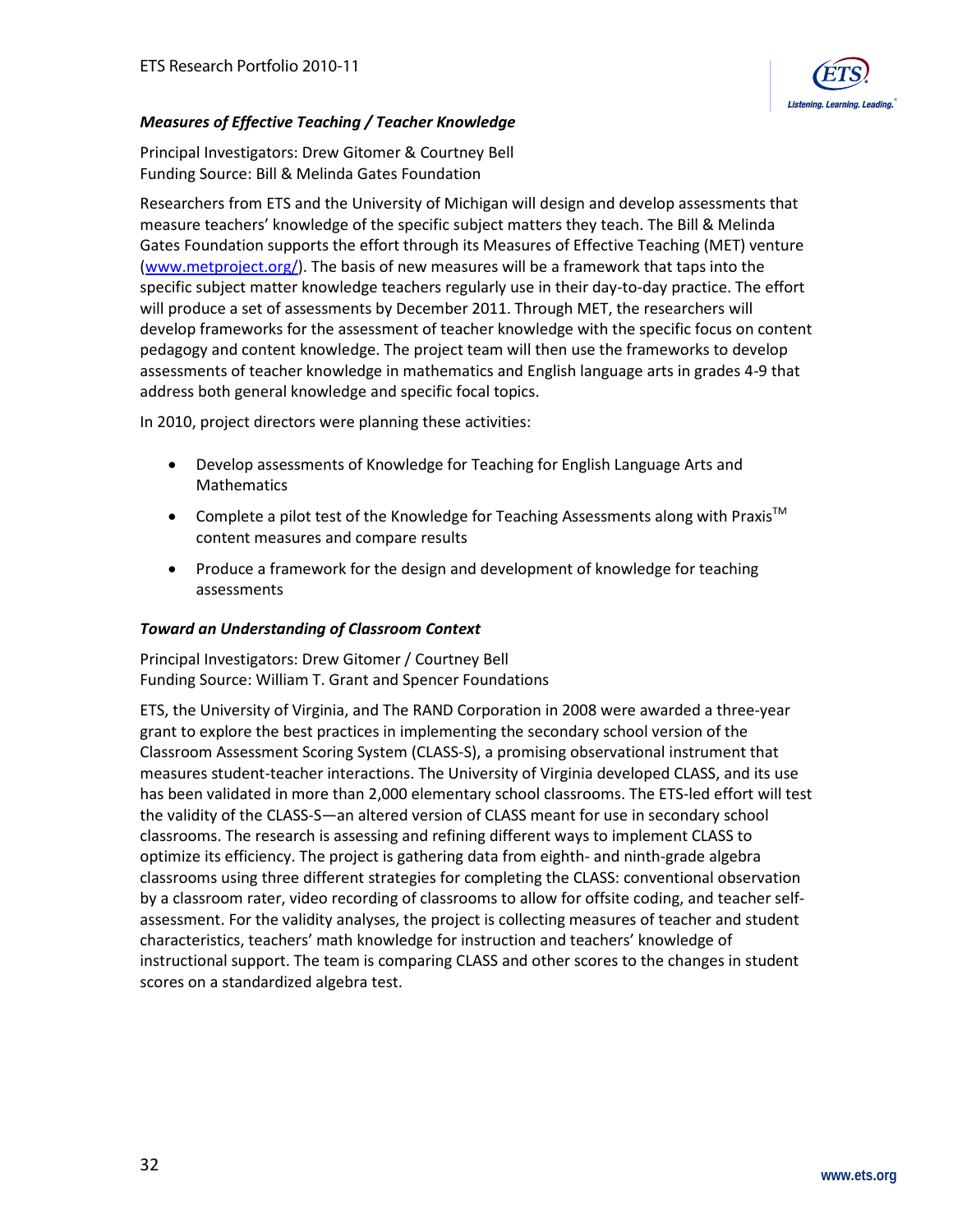### *Measures of Effective Teaching / Teacher Knowledge*

Principal Investigators: Drew Gitomer & Courtney Bell
Funding Source: Bill & Melinda Gates Foundation

Researchers from ETS and the University of Michigan will design and develop assessments that measure teachers' knowledge of the specific subject matters they teach. The Bill & Melinda Gates Foundation supports the effort through its Measures of Effective Teaching (MET) venture (www.metproject.org/). The basis of new measures will be a framework that taps into the specific subject matter knowledge teachers regularly use in their day-to-day practice. The effort will produce a set of assessments by December 2011. Through MET, the researchers will develop frameworks for the assessment of teacher knowledge with the specific focus on content pedagogy and content knowledge. The project team will then use the frameworks to develop assessments of teacher knowledge in mathematics and English language arts in grades 4-9 that address both general knowledge and specific focal topics.

In 2010, project directors were planning these activities:

- Develop assessments of Knowledge for Teaching for English Language Arts and Mathematics
- Complete a pilot test of the Knowledge for Teaching Assessments along with Praxis™ content measures and compare results
- Produce a framework for the design and development of knowledge for teaching assessments

### *Toward an Understanding of Classroom Context*

Principal Investigators: Drew Gitomer / Courtney Bell
Funding Source: William T. Grant and Spencer Foundations

ETS, the University of Virginia, and The RAND Corporation in 2008 were awarded a three-year grant to explore the best practices in implementing the secondary school version of the Classroom Assessment Scoring System (CLASS-S), a promising observational instrument that measures student-teacher interactions. The University of Virginia developed CLASS, and its use has been validated in more than 2,000 elementary school classrooms. The ETS-led effort will test the validity of the CLASS-S—an altered version of CLASS meant for use in secondary school classrooms. The research is assessing and refining different ways to implement CLASS to optimize its efficiency. The project is gathering data from eighth- and ninth-grade algebra classrooms using three different strategies for completing the CLASS: conventional observation by a classroom rater, video recording of classrooms to allow for offsite coding, and teacher self-assessment. For the validity analyses, the project is collecting measures of teacher and student characteristics, teachers' math knowledge for instruction and teachers' knowledge of instructional support. The team is comparing CLASS and other scores to the changes in student scores on a standardized algebra test.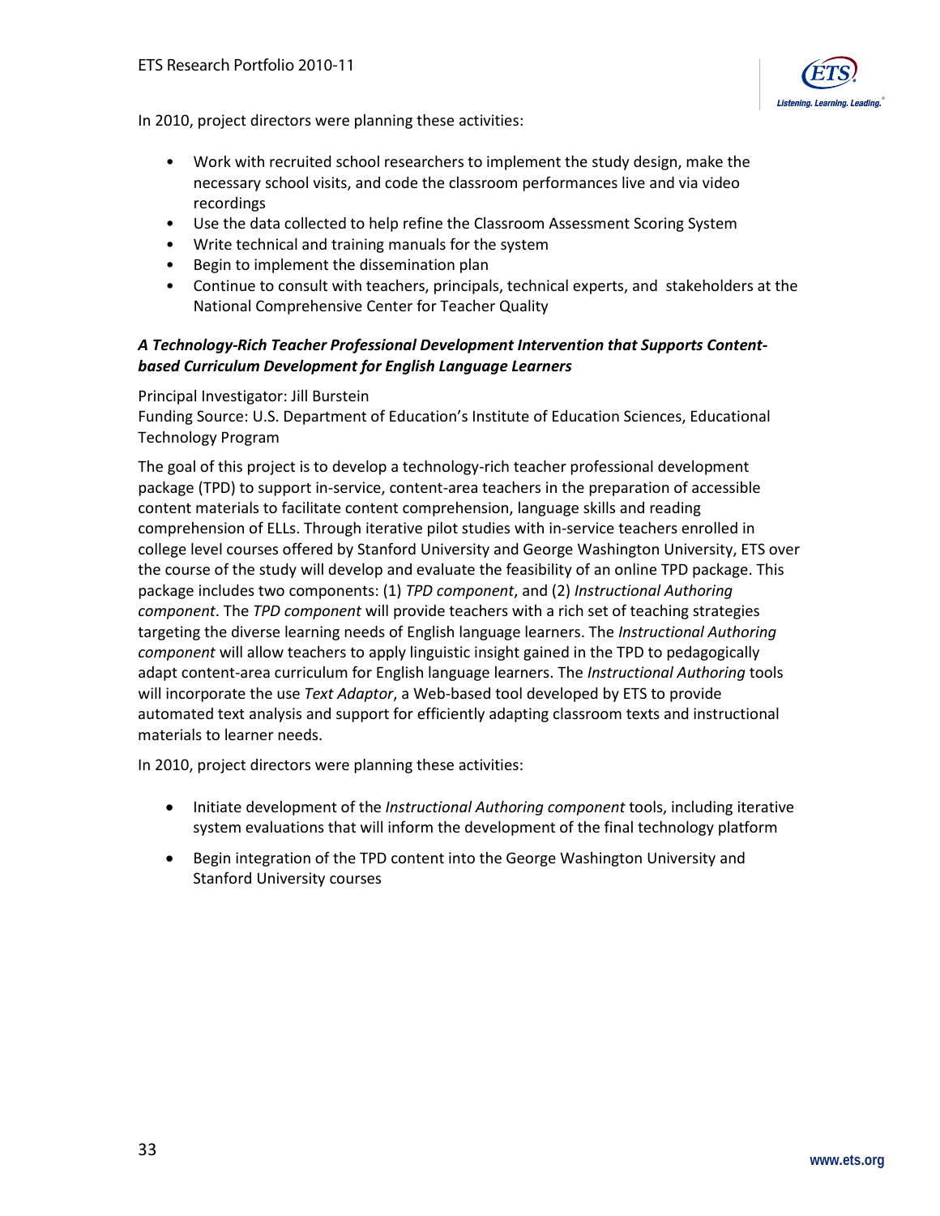In 2010, project directors were planning these activities:

- Work with recruited school researchers to implement the study design, make the necessary school visits, and code the classroom performances live and via video recordings
- Use the data collected to help refine the Classroom Assessment Scoring System
- Write technical and training manuals for the system
- Begin to implement the dissemination plan
- Continue to consult with teachers, principals, technical experts, and stakeholders at the National Comprehensive Center for Teacher Quality

### *A Technology-Rich Teacher Professional Development Intervention that Supports Content-based Curriculum Development for English Language Learners*

Principal Investigator: Jill Burstein
Funding Source: U.S. Department of Education's Institute of Education Sciences, Educational Technology Program

The goal of this project is to develop a technology-rich teacher professional development package (TPD) to support in-service, content-area teachers in the preparation of accessible content materials to facilitate content comprehension, language skills and reading comprehension of ELLs. Through iterative pilot studies with in-service teachers enrolled in college level courses offered by Stanford University and George Washington University, ETS over the course of the study will develop and evaluate the feasibility of an online TPD package. This package includes two components: (1) *TPD component*, and (2) *Instructional Authoring component*. The *TPD component* will provide teachers with a rich set of teaching strategies targeting the diverse learning needs of English language learners. The *Instructional Authoring component* will allow teachers to apply linguistic insight gained in the TPD to pedagogically adapt content-area curriculum for English language learners. The *Instructional Authoring* tools will incorporate the use *Text Adaptor*, a Web-based tool developed by ETS to provide automated text analysis and support for efficiently adapting classroom texts and instructional materials to learner needs.

In 2010, project directors were planning these activities:

- Initiate development of the *Instructional Authoring component* tools, including iterative system evaluations that will inform the development of the final technology platform
- Begin integration of the TPD content into the George Washington University and Stanford University courses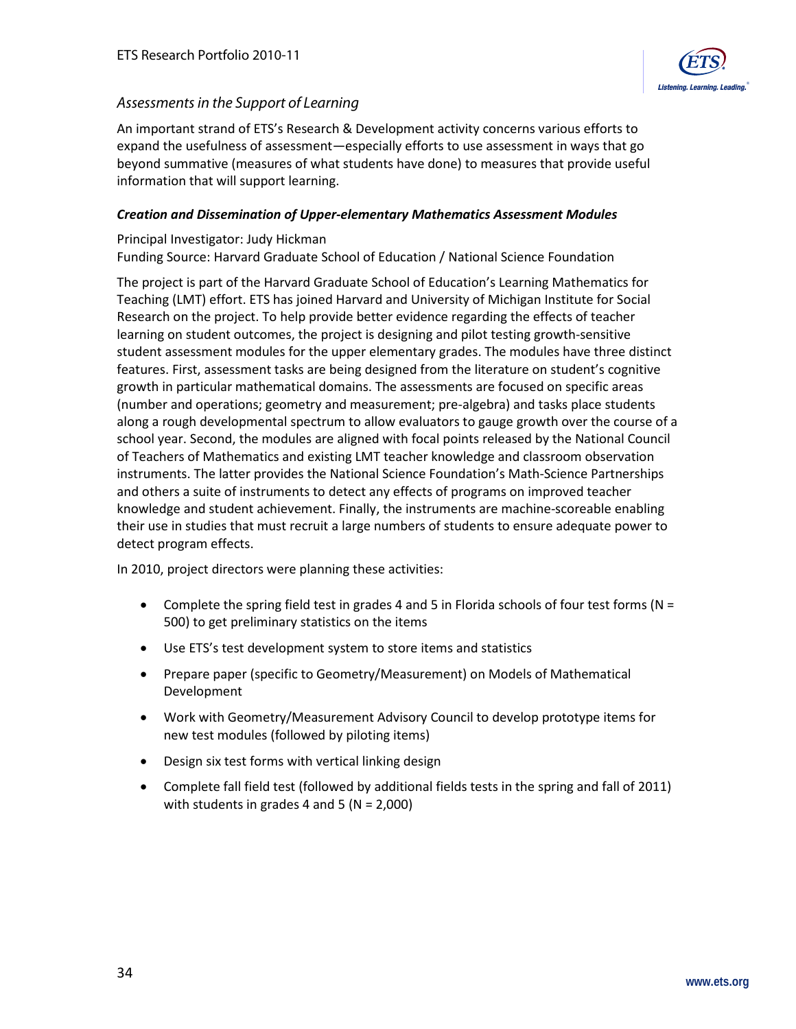## Assessments in the Support of Learning

An important strand of ETS's Research & Development activity concerns various efforts to expand the usefulness of assessment—especially efforts to use assessment in ways that go beyond summative (measures of what students have done) to measures that provide useful information that will support learning.

### *Creation and Dissemination of Upper-elementary Mathematics Assessment Modules*

Principal Investigator: Judy Hickman
Funding Source: Harvard Graduate School of Education / National Science Foundation

The project is part of the Harvard Graduate School of Education's Learning Mathematics for Teaching (LMT) effort. ETS has joined Harvard and University of Michigan Institute for Social Research on the project. To help provide better evidence regarding the effects of teacher learning on student outcomes, the project is designing and pilot testing growth-sensitive student assessment modules for the upper elementary grades. The modules have three distinct features. First, assessment tasks are being designed from the literature on student's cognitive growth in particular mathematical domains. The assessments are focused on specific areas (number and operations; geometry and measurement; pre-algebra) and tasks place students along a rough developmental spectrum to allow evaluators to gauge growth over the course of a school year. Second, the modules are aligned with focal points released by the National Council of Teachers of Mathematics and existing LMT teacher knowledge and classroom observation instruments. The latter provides the National Science Foundation's Math-Science Partnerships and others a suite of instruments to detect any effects of programs on improved teacher knowledge and student achievement. Finally, the instruments are machine-scoreable enabling their use in studies that must recruit a large numbers of students to ensure adequate power to detect program effects.

In 2010, project directors were planning these activities:

- Complete the spring field test in grades 4 and 5 in Florida schools of four test forms (N = 500) to get preliminary statistics on the items
- Use ETS's test development system to store items and statistics
- Prepare paper (specific to Geometry/Measurement) on Models of Mathematical Development
- Work with Geometry/Measurement Advisory Council to develop prototype items for new test modules (followed by piloting items)
- Design six test forms with vertical linking design
- Complete fall field test (followed by additional fields tests in the spring and fall of 2011) with students in grades 4 and 5 (N = 2,000)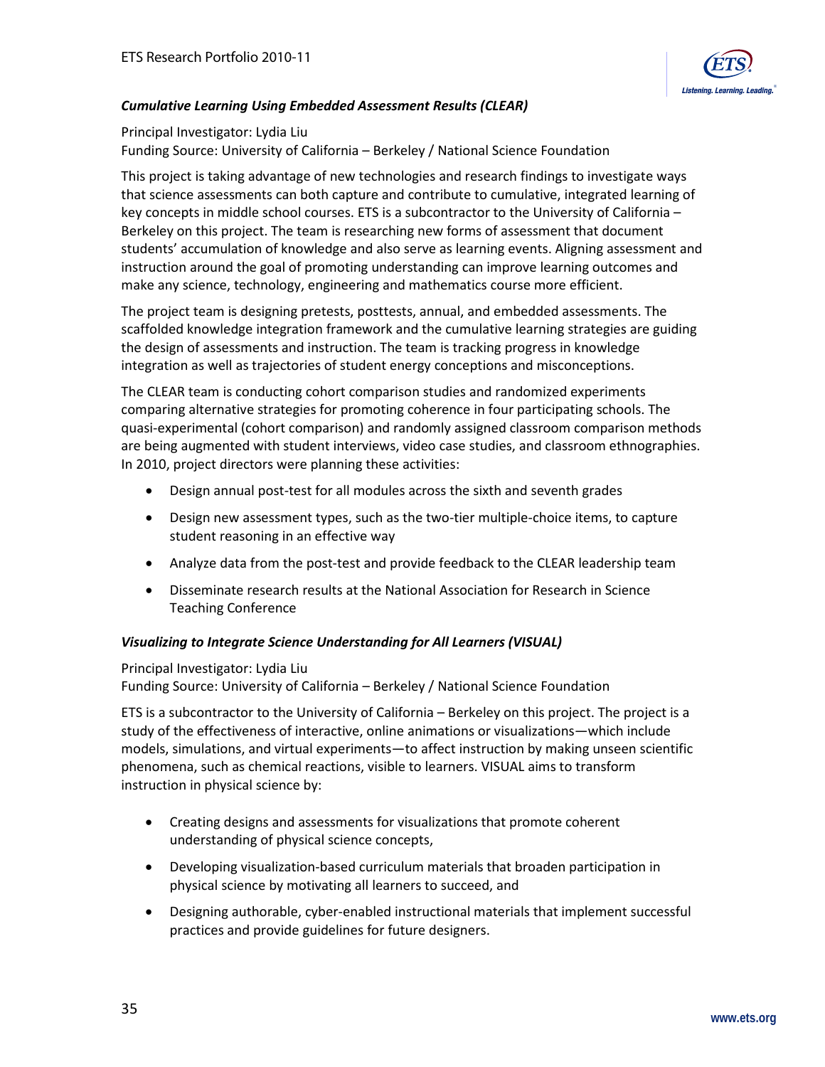### *Cumulative Learning Using Embedded Assessment Results (CLEAR)*

Principal Investigator: Lydia Liu
Funding Source: University of California – Berkeley / National Science Foundation

This project is taking advantage of new technologies and research findings to investigate ways that science assessments can both capture and contribute to cumulative, integrated learning of key concepts in middle school courses. ETS is a subcontractor to the University of California – Berkeley on this project. The team is researching new forms of assessment that document students' accumulation of knowledge and also serve as learning events. Aligning assessment and instruction around the goal of promoting understanding can improve learning outcomes and make any science, technology, engineering and mathematics course more efficient.

The project team is designing pretests, posttests, annual, and embedded assessments. The scaffolded knowledge integration framework and the cumulative learning strategies are guiding the design of assessments and instruction. The team is tracking progress in knowledge integration as well as trajectories of student energy conceptions and misconceptions.

The CLEAR team is conducting cohort comparison studies and randomized experiments comparing alternative strategies for promoting coherence in four participating schools. The quasi-experimental (cohort comparison) and randomly assigned classroom comparison methods are being augmented with student interviews, video case studies, and classroom ethnographies. In 2010, project directors were planning these activities:

- Design annual post-test for all modules across the sixth and seventh grades
- Design new assessment types, such as the two-tier multiple-choice items, to capture student reasoning in an effective way
- Analyze data from the post-test and provide feedback to the CLEAR leadership team
- Disseminate research results at the National Association for Research in Science Teaching Conference

### *Visualizing to Integrate Science Understanding for All Learners (VISUAL)*

Principal Investigator: Lydia Liu
Funding Source: University of California – Berkeley / National Science Foundation

ETS is a subcontractor to the University of California – Berkeley on this project. The project is a study of the effectiveness of interactive, online animations or visualizations—which include models, simulations, and virtual experiments—to affect instruction by making unseen scientific phenomena, such as chemical reactions, visible to learners. VISUAL aims to transform instruction in physical science by:

- Creating designs and assessments for visualizations that promote coherent understanding of physical science concepts,
- Developing visualization-based curriculum materials that broaden participation in physical science by motivating all learners to succeed, and
- Designing authorable, cyber-enabled instructional materials that implement successful practices and provide guidelines for future designers.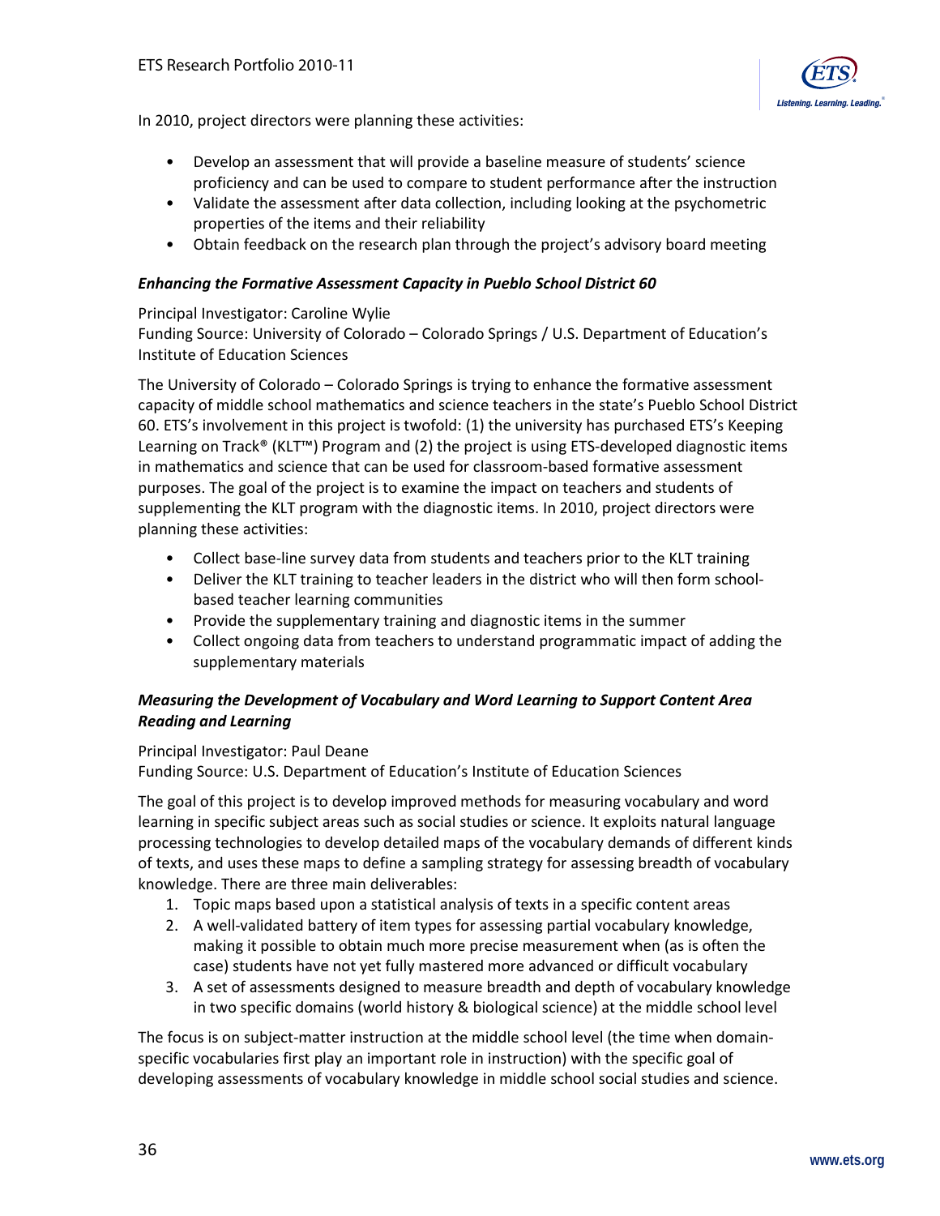In 2010, project directors were planning these activities:

- Develop an assessment that will provide a baseline measure of students' science proficiency and can be used to compare to student performance after the instruction
- Validate the assessment after data collection, including looking at the psychometric properties of the items and their reliability
- Obtain feedback on the research plan through the project's advisory board meeting

***Enhancing the Formative Assessment Capacity in Pueblo School District 60***

Principal Investigator: Caroline Wylie
Funding Source: University of Colorado – Colorado Springs / U.S. Department of Education's Institute of Education Sciences

The University of Colorado – Colorado Springs is trying to enhance the formative assessment capacity of middle school mathematics and science teachers in the state's Pueblo School District 60. ETS's involvement in this project is twofold: (1) the university has purchased ETS's Keeping Learning on Track® (KLT™) Program and (2) the project is using ETS-developed diagnostic items in mathematics and science that can be used for classroom-based formative assessment purposes. The goal of the project is to examine the impact on teachers and students of supplementing the KLT program with the diagnostic items. In 2010, project directors were planning these activities:

- Collect base-line survey data from students and teachers prior to the KLT training
- Deliver the KLT training to teacher leaders in the district who will then form school-based teacher learning communities
- Provide the supplementary training and diagnostic items in the summer
- Collect ongoing data from teachers to understand programmatic impact of adding the supplementary materials

***Measuring the Development of Vocabulary and Word Learning to Support Content Area Reading and Learning***

Principal Investigator: Paul Deane
Funding Source: U.S. Department of Education's Institute of Education Sciences

The goal of this project is to develop improved methods for measuring vocabulary and word learning in specific subject areas such as social studies or science. It exploits natural language processing technologies to develop detailed maps of the vocabulary demands of different kinds of texts, and uses these maps to define a sampling strategy for assessing breadth of vocabulary knowledge. There are three main deliverables:

1. Topic maps based upon a statistical analysis of texts in a specific content areas
2. A well-validated battery of item types for assessing partial vocabulary knowledge, making it possible to obtain much more precise measurement when (as is often the case) students have not yet fully mastered more advanced or difficult vocabulary
3. A set of assessments designed to measure breadth and depth of vocabulary knowledge in two specific domains (world history & biological science) at the middle school level

The focus is on subject-matter instruction at the middle school level (the time when domain-specific vocabularies first play an important role in instruction) with the specific goal of developing assessments of vocabulary knowledge in middle school social studies and science.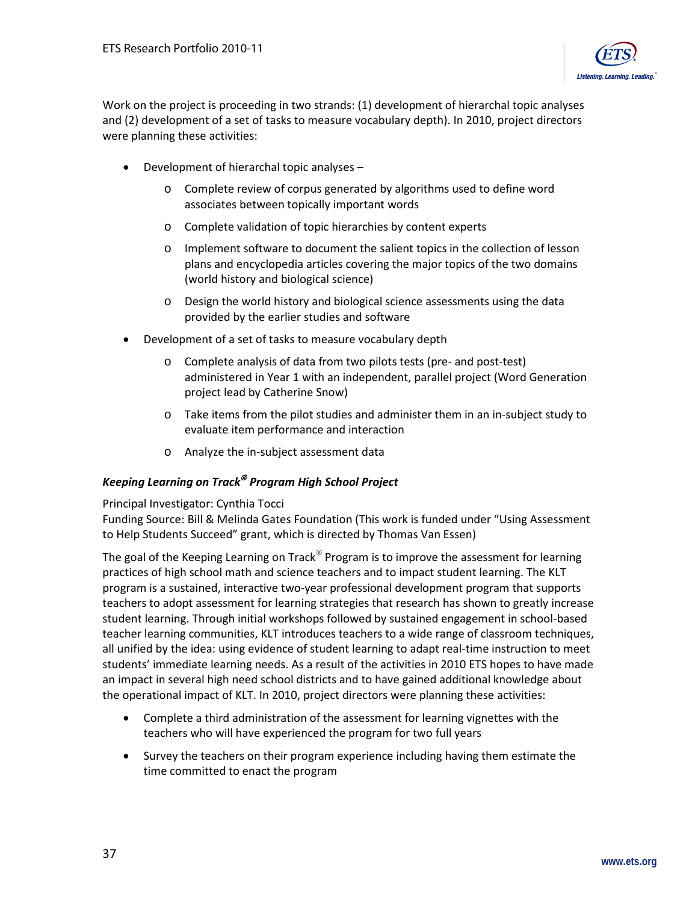Work on the project is proceeding in two strands: (1) development of hierarchal topic analyses and (2) development of a set of tasks to measure vocabulary depth). In 2010, project directors were planning these activities:

- Development of hierarchal topic analyses –
  - Complete review of corpus generated by algorithms used to define word associates between topically important words
  - Complete validation of topic hierarchies by content experts
  - Implement software to document the salient topics in the collection of lesson plans and encyclopedia articles covering the major topics of the two domains (world history and biological science)
  - Design the world history and biological science assessments using the data provided by the earlier studies and software
- Development of a set of tasks to measure vocabulary depth
  - Complete analysis of data from two pilots tests (pre- and post-test) administered in Year 1 with an independent, parallel project (Word Generation project lead by Catherine Snow)
  - Take items from the pilot studies and administer them in an in-subject study to evaluate item performance and interaction
  - Analyze the in-subject assessment data

### *Keeping Learning on Track® Program High School Project*

Principal Investigator: Cynthia Tocci
Funding Source: Bill & Melinda Gates Foundation (This work is funded under "Using Assessment to Help Students Succeed" grant, which is directed by Thomas Van Essen)

The goal of the Keeping Learning on Track® Program is to improve the assessment for learning practices of high school math and science teachers and to impact student learning. The KLT program is a sustained, interactive two-year professional development program that supports teachers to adopt assessment for learning strategies that research has shown to greatly increase student learning. Through initial workshops followed by sustained engagement in school-based teacher learning communities, KLT introduces teachers to a wide range of classroom techniques, all unified by the idea: using evidence of student learning to adapt real-time instruction to meet students' immediate learning needs. As a result of the activities in 2010 ETS hopes to have made an impact in several high need school districts and to have gained additional knowledge about the operational impact of KLT. In 2010, project directors were planning these activities:

- Complete a third administration of the assessment for learning vignettes with the teachers who will have experienced the program for two full years
- Survey the teachers on their program experience including having them estimate the time committed to enact the program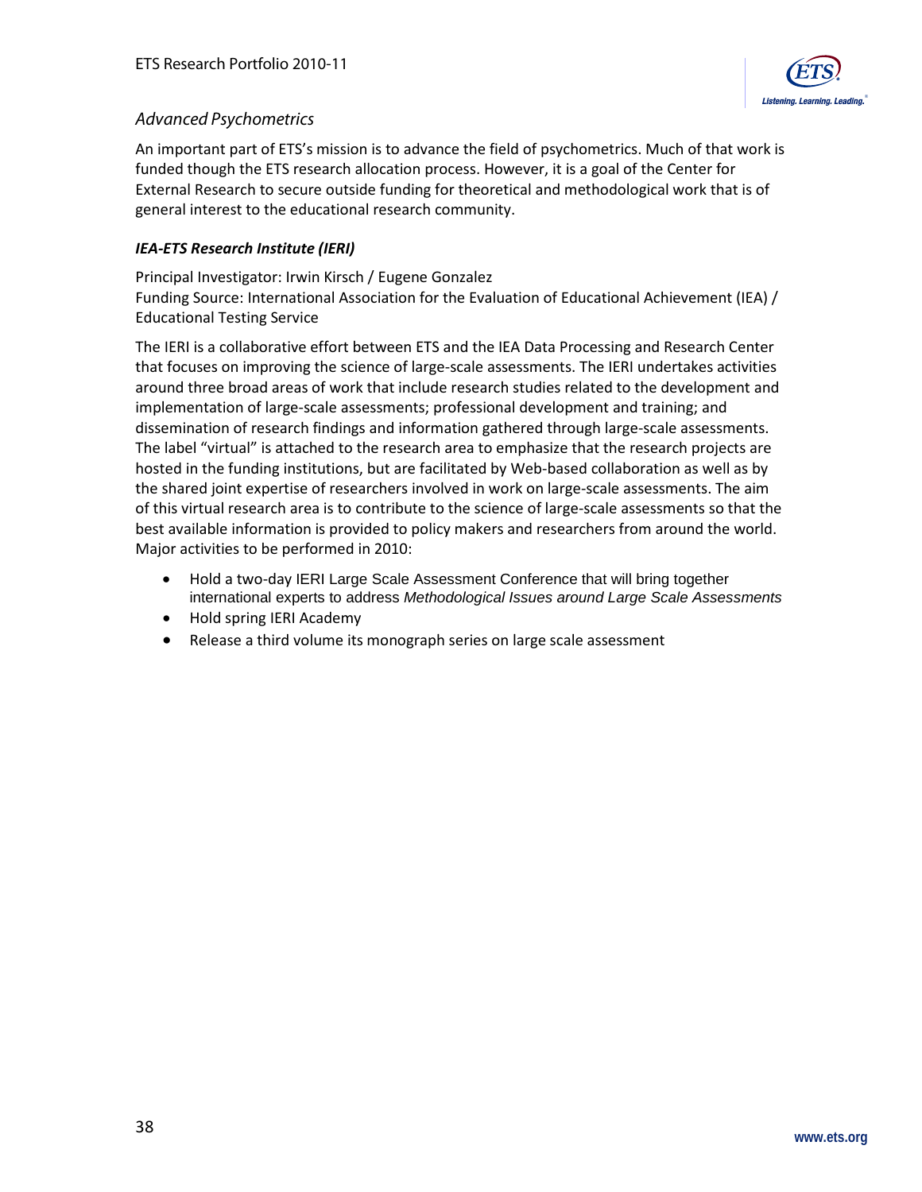## *Advanced Psychometrics*

An important part of ETS's mission is to advance the field of psychometrics. Much of that work is funded though the ETS research allocation process. However, it is a goal of the Center for External Research to secure outside funding for theoretical and methodological work that is of general interest to the educational research community.

### ***IEA-ETS Research Institute (IERI)***

Principal Investigator: Irwin Kirsch / Eugene Gonzalez
Funding Source: International Association for the Evaluation of Educational Achievement (IEA) / Educational Testing Service

The IERI is a collaborative effort between ETS and the IEA Data Processing and Research Center that focuses on improving the science of large-scale assessments. The IERI undertakes activities around three broad areas of work that include research studies related to the development and implementation of large-scale assessments; professional development and training; and dissemination of research findings and information gathered through large-scale assessments. The label "virtual" is attached to the research area to emphasize that the research projects are hosted in the funding institutions, but are facilitated by Web-based collaboration as well as by the shared joint expertise of researchers involved in work on large-scale assessments. The aim of this virtual research area is to contribute to the science of large-scale assessments so that the best available information is provided to policy makers and researchers from around the world. Major activities to be performed in 2010:

- Hold a two-day IERI Large Scale Assessment Conference that will bring together international experts to address *Methodological Issues around Large Scale Assessments*
- Hold spring IERI Academy
- Release a third volume its monograph series on large scale assessment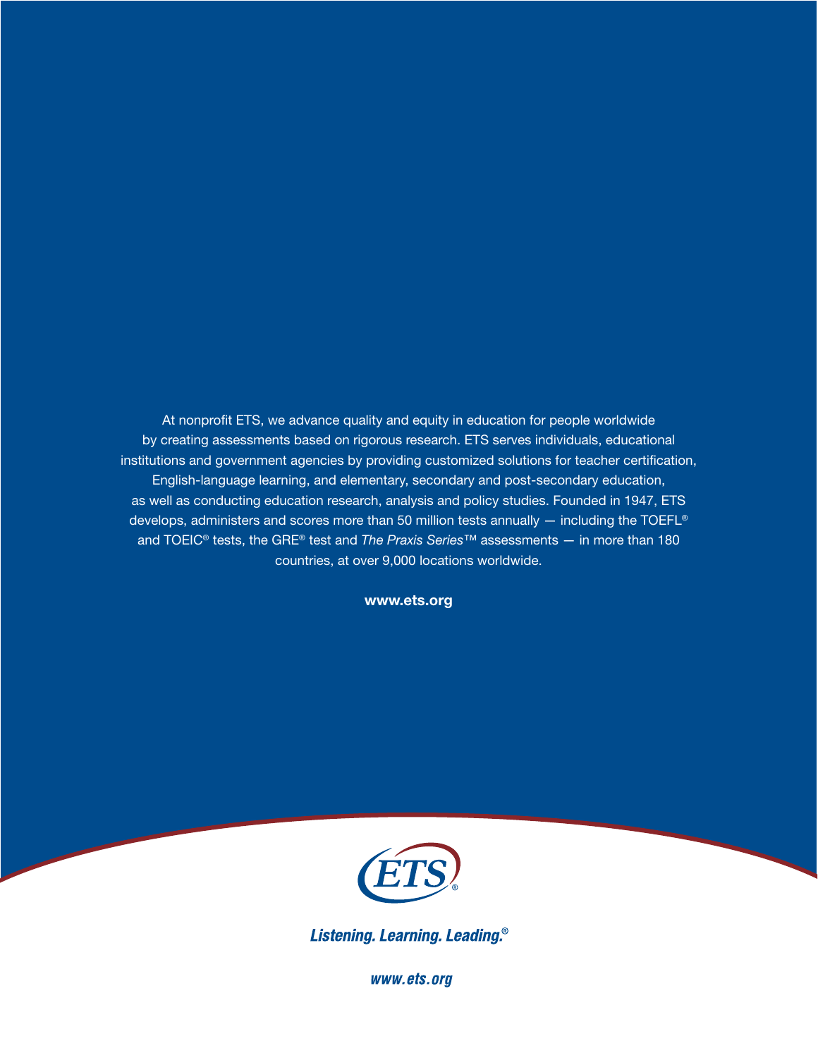At nonprofit ETS, we advance quality and equity in education for people worldwide by creating assessments based on rigorous research. ETS serves individuals, educational institutions and government agencies by providing customized solutions for teacher certification, English-language learning, and elementary, secondary and post-secondary education, as well as conducting education research, analysis and policy studies. Founded in 1947, ETS develops, administers and scores more than 50 million tests annually — including the TOEFL® and TOEIC® tests, the GRE® test and *The Praxis Series*™ assessments — in more than 180 countries, at over 9,000 locations worldwide.

**www.ets.org**

ETS®

*Listening. Learning. Leading.®*

*www.ets.org*